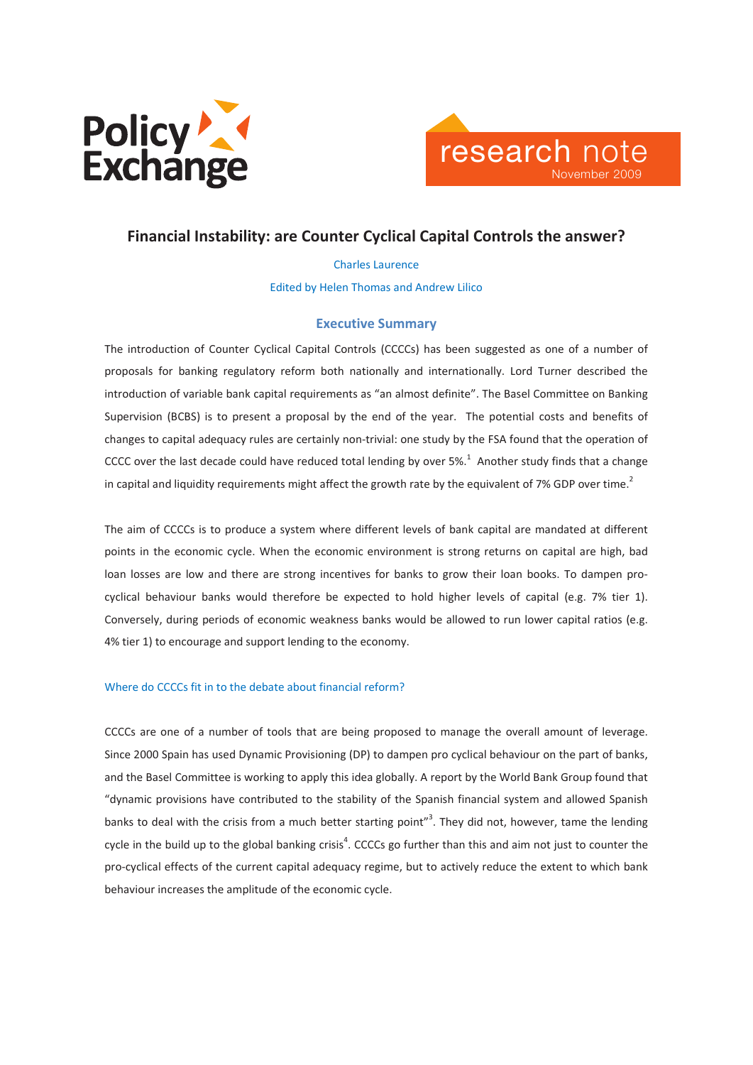Policy Exchange

research note
November 2009

# Financial Instability: are Counter Cyclical Capital Controls the answer?

Charles Laurence

Edited by Helen Thomas and Andrew Lilico

## Executive Summary

The introduction of Counter Cyclical Capital Controls (CCCCs) has been suggested as one of a number of proposals for banking regulatory reform both nationally and internationally. Lord Turner described the introduction of variable bank capital requirements as "an almost definite". The Basel Committee on Banking Supervision (BCBS) is to present a proposal by the end of the year. The potential costs and benefits of changes to capital adequacy rules are certainly non-trivial: one study by the FSA found that the operation of CCCC over the last decade could have reduced total lending by over 5%.[1] Another study finds that a change in capital and liquidity requirements might affect the growth rate by the equivalent of 7% GDP over time.[2]

The aim of CCCCs is to produce a system where different levels of bank capital are mandated at different points in the economic cycle. When the economic environment is strong returns on capital are high, bad loan losses are low and there are strong incentives for banks to grow their loan books. To dampen pro-cyclical behaviour banks would therefore be expected to hold higher levels of capital (e.g. 7% tier 1). Conversely, during periods of economic weakness banks would be allowed to run lower capital ratios (e.g. 4% tier 1) to encourage and support lending to the economy.

### Where do CCCCs fit in to the debate about financial reform?

CCCCs are one of a number of tools that are being proposed to manage the overall amount of leverage. Since 2000 Spain has used Dynamic Provisioning (DP) to dampen pro cyclical behaviour on the part of banks, and the Basel Committee is working to apply this idea globally. A report by the World Bank Group found that "dynamic provisions have contributed to the stability of the Spanish financial system and allowed Spanish banks to deal with the crisis from a much better starting point"[3]. They did not, however, tame the lending cycle in the build up to the global banking crisis[4]. CCCCs go further than this and aim not just to counter the pro-cyclical effects of the current capital adequacy regime, but to actively reduce the extent to which bank behaviour increases the amplitude of the economic cycle.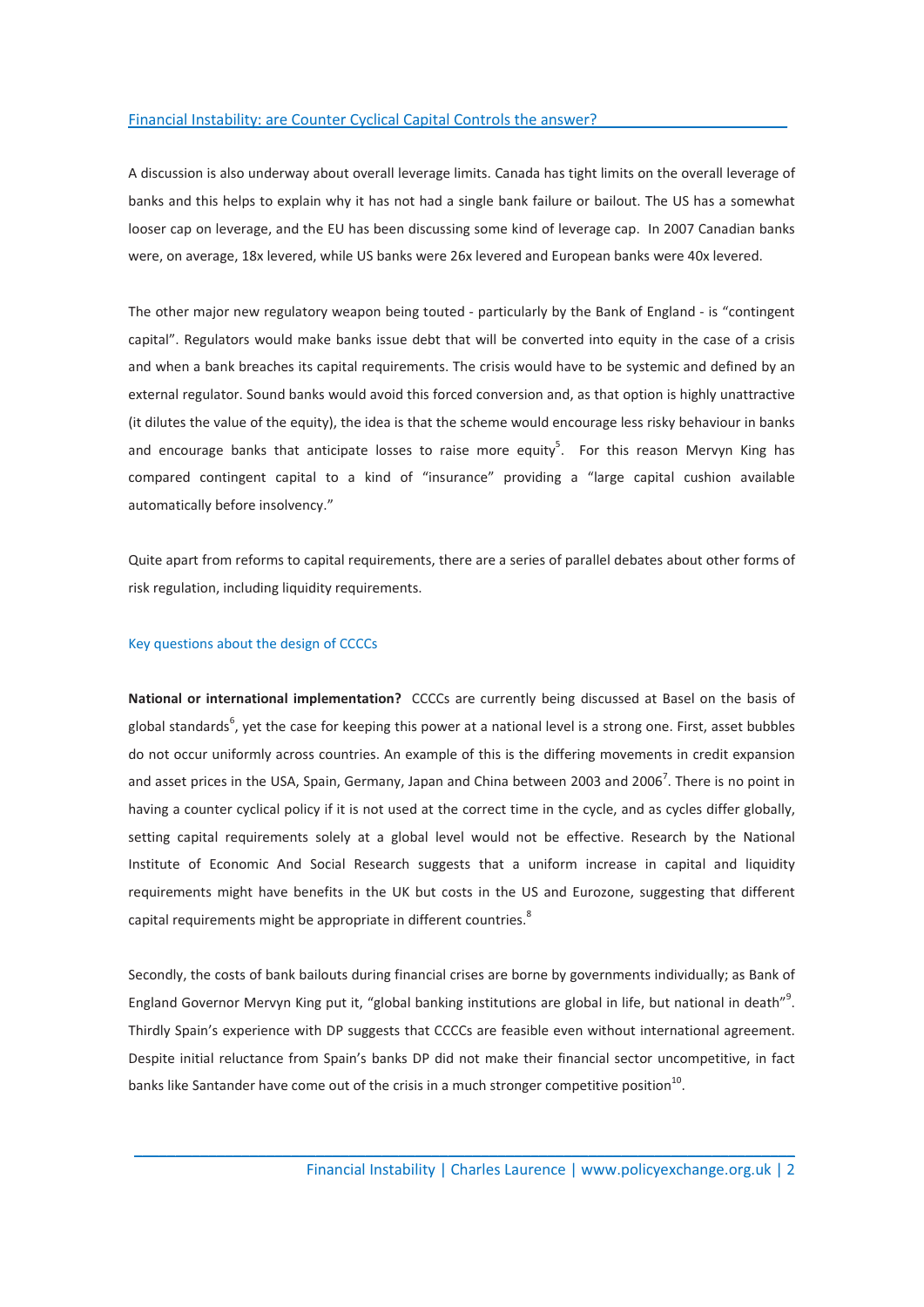A discussion is also underway about overall leverage limits. Canada has tight limits on the overall leverage of banks and this helps to explain why it has not had a single bank failure or bailout. The US has a somewhat looser cap on leverage, and the EU has been discussing some kind of leverage cap. In 2007 Canadian banks were, on average, 18x levered, while US banks were 26x levered and European banks were 40x levered.

The other major new regulatory weapon being touted - particularly by the Bank of England - is "contingent capital". Regulators would make banks issue debt that will be converted into equity in the case of a crisis and when a bank breaches its capital requirements. The crisis would have to be systemic and defined by an external regulator. Sound banks would avoid this forced conversion and, as that option is highly unattractive (it dilutes the value of the equity), the idea is that the scheme would encourage less risky behaviour in banks and encourage banks that anticipate losses to raise more equity[5]. For this reason Mervyn King has compared contingent capital to a kind of "insurance" providing a "large capital cushion available automatically before insolvency."

Quite apart from reforms to capital requirements, there are a series of parallel debates about other forms of risk regulation, including liquidity requirements.

## Key questions about the design of CCCCs

**National or international implementation?** CCCCs are currently being discussed at Basel on the basis of global standards[6], yet the case for keeping this power at a national level is a strong one. First, asset bubbles do not occur uniformly across countries. An example of this is the differing movements in credit expansion and asset prices in the USA, Spain, Germany, Japan and China between 2003 and 2006[7]. There is no point in having a counter cyclical policy if it is not used at the correct time in the cycle, and as cycles differ globally, setting capital requirements solely at a global level would not be effective. Research by the National Institute of Economic And Social Research suggests that a uniform increase in capital and liquidity requirements might have benefits in the UK but costs in the US and Eurozone, suggesting that different capital requirements might be appropriate in different countries.[8]

Secondly, the costs of bank bailouts during financial crises are borne by governments individually; as Bank of England Governor Mervyn King put it, "global banking institutions are global in life, but national in death"[9]. Thirdly Spain's experience with DP suggests that CCCCs are feasible even without international agreement. Despite initial reluctance from Spain's banks DP did not make their financial sector uncompetitive, in fact banks like Santander have come out of the crisis in a much stronger competitive position[10].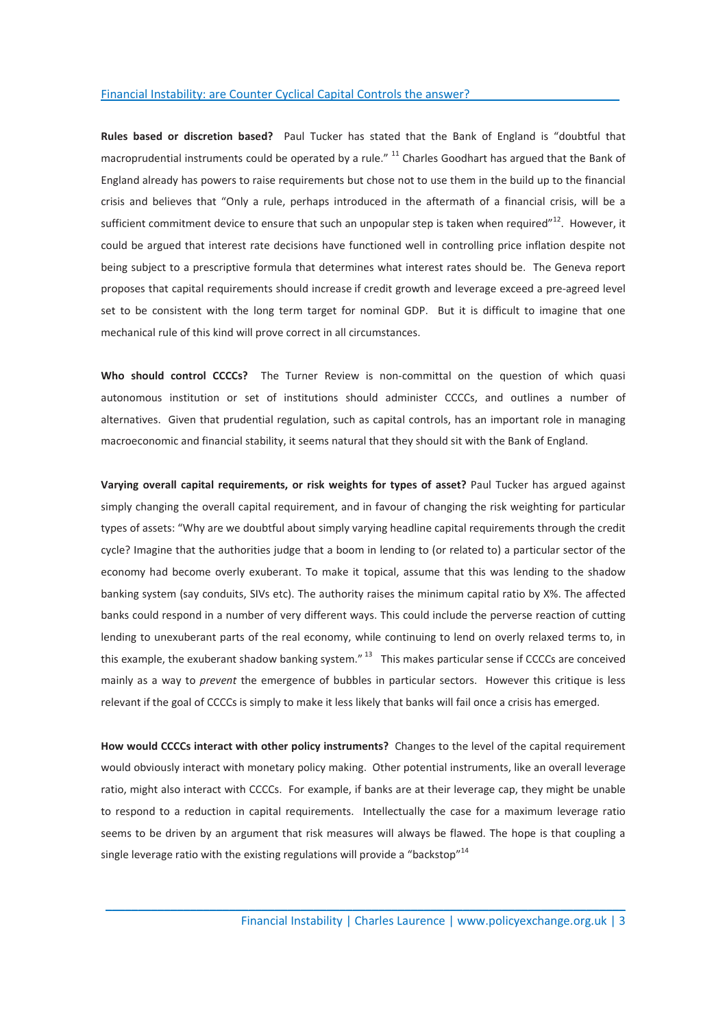Financial Instability: are Counter Cyclical Capital Controls the answer?

**Rules based or discretion based?** Paul Tucker has stated that the Bank of England is "doubtful that macroprudential instruments could be operated by a rule." [11] Charles Goodhart has argued that the Bank of England already has powers to raise requirements but chose not to use them in the build up to the financial crisis and believes that "Only a rule, perhaps introduced in the aftermath of a financial crisis, will be a sufficient commitment device to ensure that such an unpopular step is taken when required"[12]. However, it could be argued that interest rate decisions have functioned well in controlling price inflation despite not being subject to a prescriptive formula that determines what interest rates should be. The Geneva report proposes that capital requirements should increase if credit growth and leverage exceed a pre-agreed level set to be consistent with the long term target for nominal GDP. But it is difficult to imagine that one mechanical rule of this kind will prove correct in all circumstances.

**Who should control CCCCs?** The Turner Review is non-committal on the question of which quasi autonomous institution or set of institutions should administer CCCCs, and outlines a number of alternatives. Given that prudential regulation, such as capital controls, has an important role in managing macroeconomic and financial stability, it seems natural that they should sit with the Bank of England.

**Varying overall capital requirements, or risk weights for types of asset?** Paul Tucker has argued against simply changing the overall capital requirement, and in favour of changing the risk weighting for particular types of assets: "Why are we doubtful about simply varying headline capital requirements through the credit cycle? Imagine that the authorities judge that a boom in lending to (or related to) a particular sector of the economy had become overly exuberant. To make it topical, assume that this was lending to the shadow banking system (say conduits, SIVs etc). The authority raises the minimum capital ratio by X%. The affected banks could respond in a number of very different ways. This could include the perverse reaction of cutting lending to unexuberant parts of the real economy, while continuing to lend on overly relaxed terms to, in this example, the exuberant shadow banking system." [13] This makes particular sense if CCCCs are conceived mainly as a way to *prevent* the emergence of bubbles in particular sectors. However this critique is less relevant if the goal of CCCCs is simply to make it less likely that banks will fail once a crisis has emerged.

**How would CCCCs interact with other policy instruments?** Changes to the level of the capital requirement would obviously interact with monetary policy making. Other potential instruments, like an overall leverage ratio, might also interact with CCCCs. For example, if banks are at their leverage cap, they might be unable to respond to a reduction in capital requirements. Intellectually the case for a maximum leverage ratio seems to be driven by an argument that risk measures will always be flawed. The hope is that coupling a single leverage ratio with the existing regulations will provide a "backstop"[14]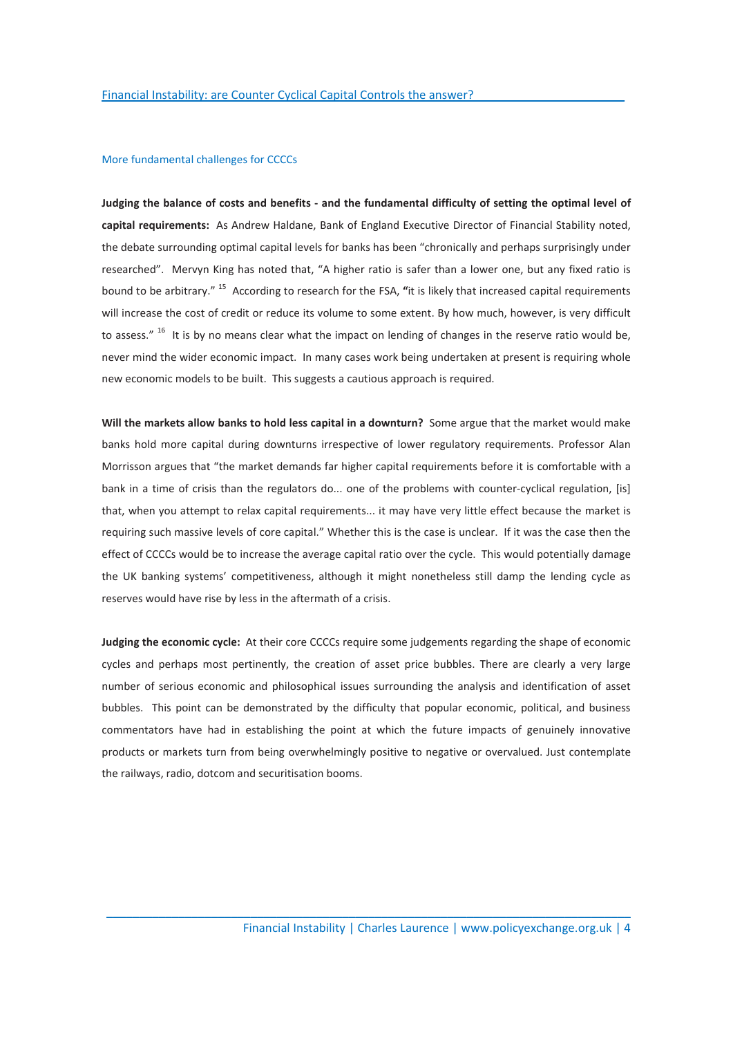## More fundamental challenges for CCCCs

**Judging the balance of costs and benefits - and the fundamental difficulty of setting the optimal level of capital requirements:** As Andrew Haldane, Bank of England Executive Director of Financial Stability noted, the debate surrounding optimal capital levels for banks has been "chronically and perhaps surprisingly under researched". Mervyn King has noted that, "A higher ratio is safer than a lower one, but any fixed ratio is bound to be arbitrary." [15] According to research for the FSA, **"**it is likely that increased capital requirements will increase the cost of credit or reduce its volume to some extent. By how much, however, is very difficult to assess." [16] It is by no means clear what the impact on lending of changes in the reserve ratio would be, never mind the wider economic impact. In many cases work being undertaken at present is requiring whole new economic models to be built. This suggests a cautious approach is required.

**Will the markets allow banks to hold less capital in a downturn?** Some argue that the market would make banks hold more capital during downturns irrespective of lower regulatory requirements. Professor Alan Morrisson argues that "the market demands far higher capital requirements before it is comfortable with a bank in a time of crisis than the regulators do... one of the problems with counter-cyclical regulation, [is] that, when you attempt to relax capital requirements... it may have very little effect because the market is requiring such massive levels of core capital." Whether this is the case is unclear. If it was the case then the effect of CCCCs would be to increase the average capital ratio over the cycle. This would potentially damage the UK banking systems' competitiveness, although it might nonetheless still damp the lending cycle as reserves would have rise by less in the aftermath of a crisis.

**Judging the economic cycle:** At their core CCCCs require some judgements regarding the shape of economic cycles and perhaps most pertinently, the creation of asset price bubbles. There are clearly a very large number of serious economic and philosophical issues surrounding the analysis and identification of asset bubbles. This point can be demonstrated by the difficulty that popular economic, political, and business commentators have had in establishing the point at which the future impacts of genuinely innovative products or markets turn from being overwhelmingly positive to negative or overvalued. Just contemplate the railways, radio, dotcom and securitisation booms.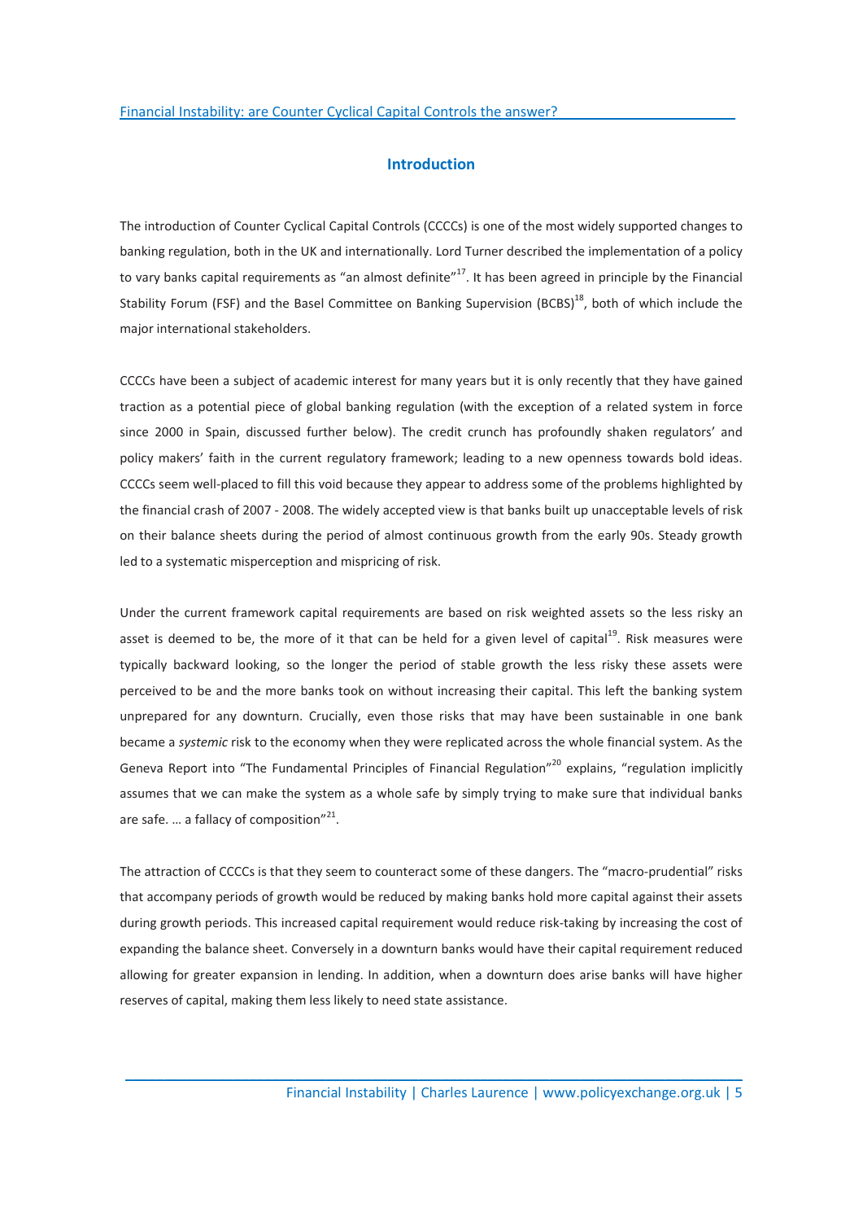## Introduction

The introduction of Counter Cyclical Capital Controls (CCCCs) is one of the most widely supported changes to banking regulation, both in the UK and internationally. Lord Turner described the implementation of a policy to vary banks capital requirements as "an almost definite"[17]. It has been agreed in principle by the Financial Stability Forum (FSF) and the Basel Committee on Banking Supervision (BCBS)[18], both of which include the major international stakeholders.

CCCCs have been a subject of academic interest for many years but it is only recently that they have gained traction as a potential piece of global banking regulation (with the exception of a related system in force since 2000 in Spain, discussed further below). The credit crunch has profoundly shaken regulators' and policy makers' faith in the current regulatory framework; leading to a new openness towards bold ideas. CCCCs seem well-placed to fill this void because they appear to address some of the problems highlighted by the financial crash of 2007 - 2008. The widely accepted view is that banks built up unacceptable levels of risk on their balance sheets during the period of almost continuous growth from the early 90s. Steady growth led to a systematic misperception and mispricing of risk.

Under the current framework capital requirements are based on risk weighted assets so the less risky an asset is deemed to be, the more of it that can be held for a given level of capital[19]. Risk measures were typically backward looking, so the longer the period of stable growth the less risky these assets were perceived to be and the more banks took on without increasing their capital. This left the banking system unprepared for any downturn. Crucially, even those risks that may have been sustainable in one bank became a *systemic* risk to the economy when they were replicated across the whole financial system. As the Geneva Report into "The Fundamental Principles of Financial Regulation"[20] explains, "regulation implicitly assumes that we can make the system as a whole safe by simply trying to make sure that individual banks are safe. … a fallacy of composition"[21].

The attraction of CCCCs is that they seem to counteract some of these dangers. The "macro-prudential" risks that accompany periods of growth would be reduced by making banks hold more capital against their assets during growth periods. This increased capital requirement would reduce risk-taking by increasing the cost of expanding the balance sheet. Conversely in a downturn banks would have their capital requirement reduced allowing for greater expansion in lending. In addition, when a downturn does arise banks will have higher reserves of capital, making them less likely to need state assistance.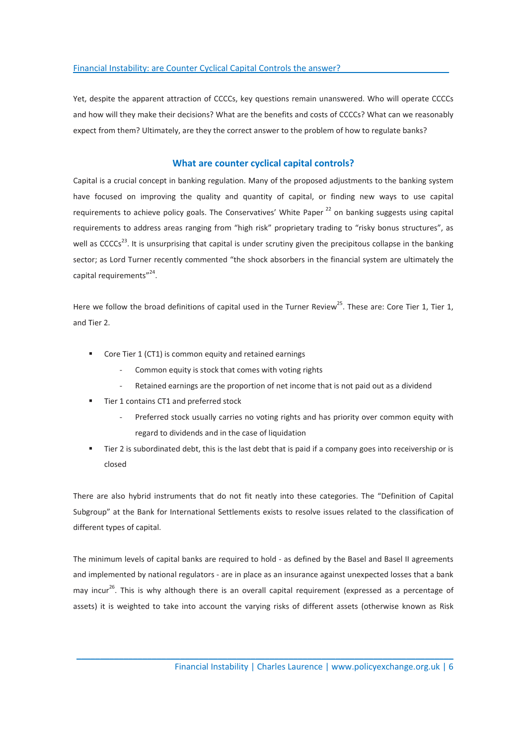Yet, despite the apparent attraction of CCCCs, key questions remain unanswered. Who will operate CCCCs and how will they make their decisions? What are the benefits and costs of CCCCs? What can we reasonably expect from them? Ultimately, are they the correct answer to the problem of how to regulate banks?

## What are counter cyclical capital controls?

Capital is a crucial concept in banking regulation. Many of the proposed adjustments to the banking system have focused on improving the quality and quantity of capital, or finding new ways to use capital requirements to achieve policy goals. The Conservatives' White Paper [22] on banking suggests using capital requirements to address areas ranging from "high risk" proprietary trading to "risky bonus structures", as well as CCCCs[23]. It is unsurprising that capital is under scrutiny given the precipitous collapse in the banking sector; as Lord Turner recently commented "the shock absorbers in the financial system are ultimately the capital requirements"[24].

Here we follow the broad definitions of capital used in the Turner Review[25]. These are: Core Tier 1, Tier 1, and Tier 2.

- Core Tier 1 (CT1) is common equity and retained earnings
  - Common equity is stock that comes with voting rights
  - Retained earnings are the proportion of net income that is not paid out as a dividend
- Tier 1 contains CT1 and preferred stock
  - Preferred stock usually carries no voting rights and has priority over common equity with regard to dividends and in the case of liquidation
- Tier 2 is subordinated debt, this is the last debt that is paid if a company goes into receivership or is closed

There are also hybrid instruments that do not fit neatly into these categories. The "Definition of Capital Subgroup" at the Bank for International Settlements exists to resolve issues related to the classification of different types of capital.

The minimum levels of capital banks are required to hold - as defined by the Basel and Basel II agreements and implemented by national regulators - are in place as an insurance against unexpected losses that a bank may incur[26]. This is why although there is an overall capital requirement (expressed as a percentage of assets) it is weighted to take into account the varying risks of different assets (otherwise known as Risk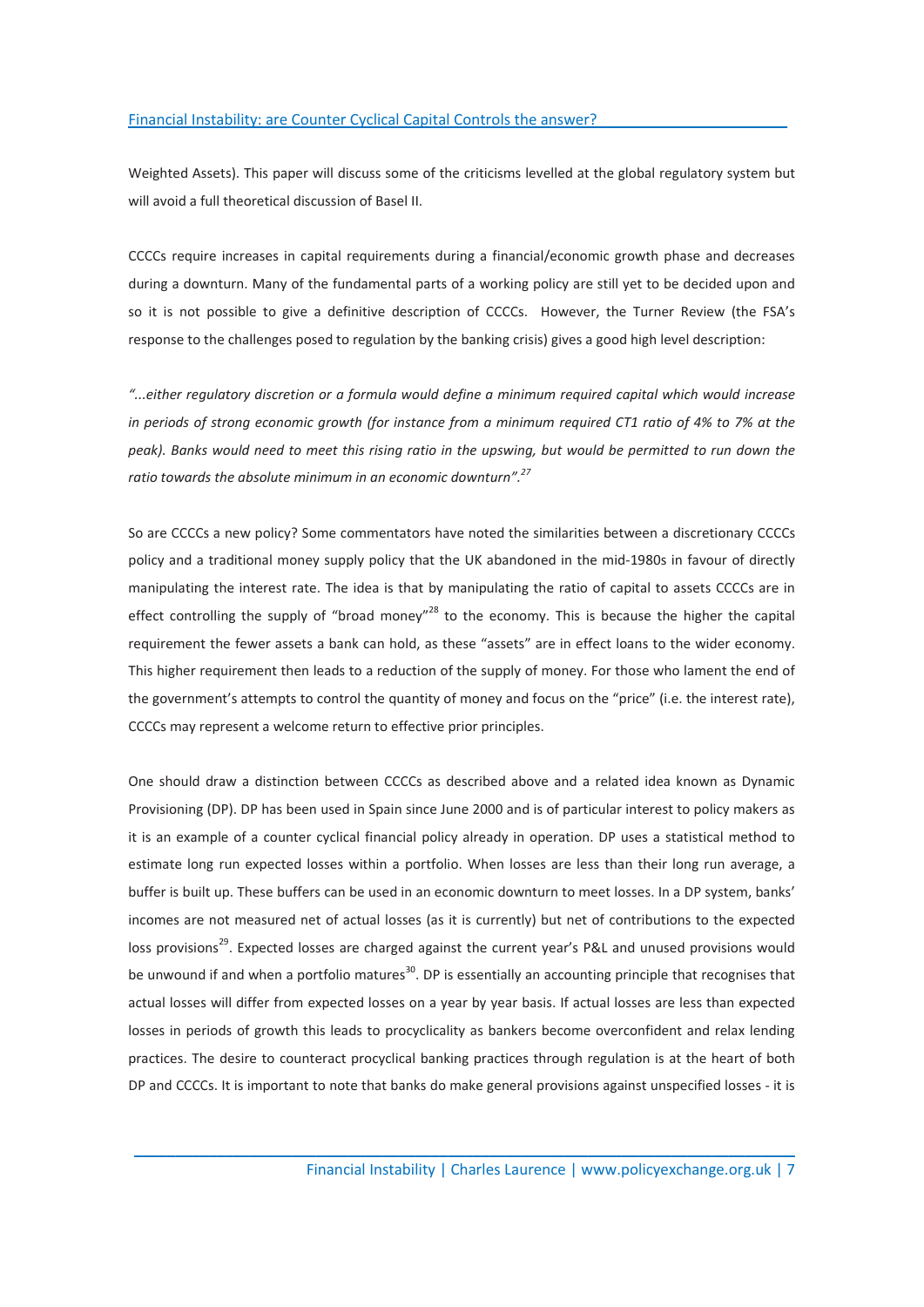Weighted Assets). This paper will discuss some of the criticisms levelled at the global regulatory system but will avoid a full theoretical discussion of Basel II.

CCCCs require increases in capital requirements during a financial/economic growth phase and decreases during a downturn. Many of the fundamental parts of a working policy are still yet to be decided upon and so it is not possible to give a definitive description of CCCCs. However, the Turner Review (the FSA's response to the challenges posed to regulation by the banking crisis) gives a good high level description:

*"...either regulatory discretion or a formula would define a minimum required capital which would increase in periods of strong economic growth (for instance from a minimum required CT1 ratio of 4% to 7% at the peak). Banks would need to meet this rising ratio in the upswing, but would be permitted to run down the ratio towards the absolute minimum in an economic downturn".*[27]

So are CCCCs a new policy? Some commentators have noted the similarities between a discretionary CCCCs policy and a traditional money supply policy that the UK abandoned in the mid-1980s in favour of directly manipulating the interest rate. The idea is that by manipulating the ratio of capital to assets CCCCs are in effect controlling the supply of "broad money"[28] to the economy. This is because the higher the capital requirement the fewer assets a bank can hold, as these "assets" are in effect loans to the wider economy. This higher requirement then leads to a reduction of the supply of money. For those who lament the end of the government's attempts to control the quantity of money and focus on the "price" (i.e. the interest rate), CCCCs may represent a welcome return to effective prior principles.

One should draw a distinction between CCCCs as described above and a related idea known as Dynamic Provisioning (DP). DP has been used in Spain since June 2000 and is of particular interest to policy makers as it is an example of a counter cyclical financial policy already in operation. DP uses a statistical method to estimate long run expected losses within a portfolio. When losses are less than their long run average, a buffer is built up. These buffers can be used in an economic downturn to meet losses. In a DP system, banks' incomes are not measured net of actual losses (as it is currently) but net of contributions to the expected loss provisions[29]. Expected losses are charged against the current year's P&L and unused provisions would be unwound if and when a portfolio matures[30]. DP is essentially an accounting principle that recognises that actual losses will differ from expected losses on a year by year basis. If actual losses are less than expected losses in periods of growth this leads to procyclicality as bankers become overconfident and relax lending practices. The desire to counteract procyclical banking practices through regulation is at the heart of both DP and CCCCs. It is important to note that banks do make general provisions against unspecified losses - it is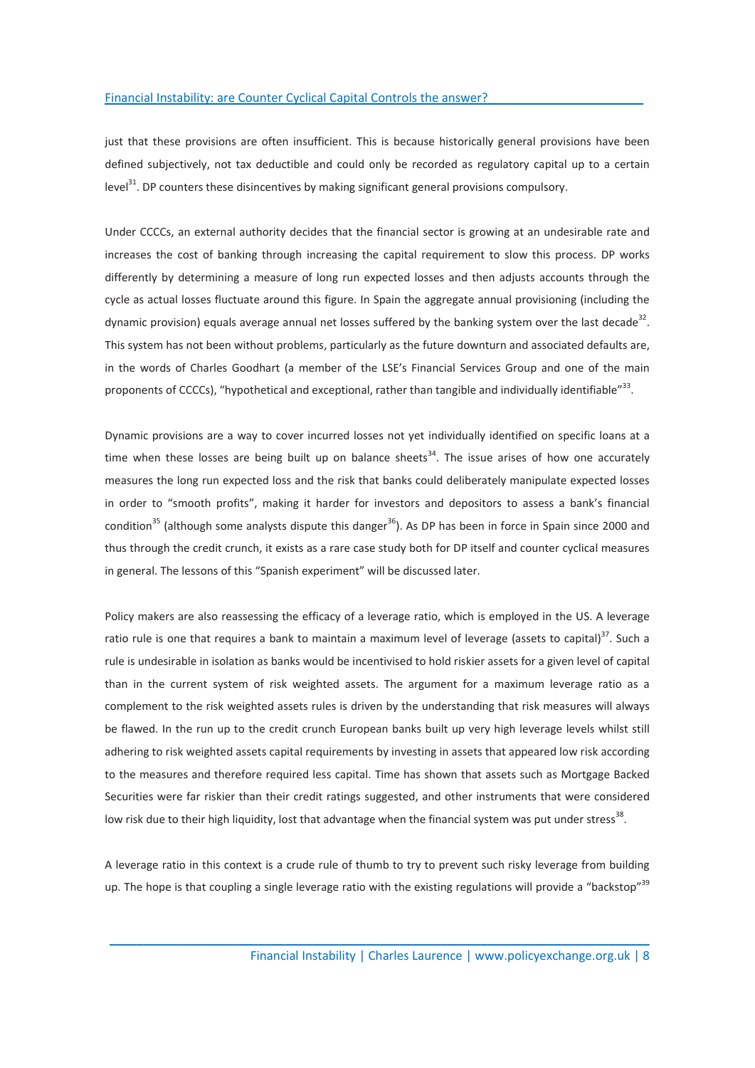just that these provisions are often insufficient. This is because historically general provisions have been defined subjectively, not tax deductible and could only be recorded as regulatory capital up to a certain level[31]. DP counters these disincentives by making significant general provisions compulsory.

Under CCCCs, an external authority decides that the financial sector is growing at an undesirable rate and increases the cost of banking through increasing the capital requirement to slow this process. DP works differently by determining a measure of long run expected losses and then adjusts accounts through the cycle as actual losses fluctuate around this figure. In Spain the aggregate annual provisioning (including the dynamic provision) equals average annual net losses suffered by the banking system over the last decade[32]. This system has not been without problems, particularly as the future downturn and associated defaults are, in the words of Charles Goodhart (a member of the LSE's Financial Services Group and one of the main proponents of CCCCs), "hypothetical and exceptional, rather than tangible and individually identifiable"[33].

Dynamic provisions are a way to cover incurred losses not yet individually identified on specific loans at a time when these losses are being built up on balance sheets[34]. The issue arises of how one accurately measures the long run expected loss and the risk that banks could deliberately manipulate expected losses in order to "smooth profits", making it harder for investors and depositors to assess a bank's financial condition[35] (although some analysts dispute this danger[36]). As DP has been in force in Spain since 2000 and thus through the credit crunch, it exists as a rare case study both for DP itself and counter cyclical measures in general. The lessons of this "Spanish experiment" will be discussed later.

Policy makers are also reassessing the efficacy of a leverage ratio, which is employed in the US. A leverage ratio rule is one that requires a bank to maintain a maximum level of leverage (assets to capital)[37]. Such a rule is undesirable in isolation as banks would be incentivised to hold riskier assets for a given level of capital than in the current system of risk weighted assets. The argument for a maximum leverage ratio as a complement to the risk weighted assets rules is driven by the understanding that risk measures will always be flawed. In the run up to the credit crunch European banks built up very high leverage levels whilst still adhering to risk weighted assets capital requirements by investing in assets that appeared low risk according to the measures and therefore required less capital. Time has shown that assets such as Mortgage Backed Securities were far riskier than their credit ratings suggested, and other instruments that were considered low risk due to their high liquidity, lost that advantage when the financial system was put under stress[38].

A leverage ratio in this context is a crude rule of thumb to try to prevent such risky leverage from building up. The hope is that coupling a single leverage ratio with the existing regulations will provide a "backstop"[39]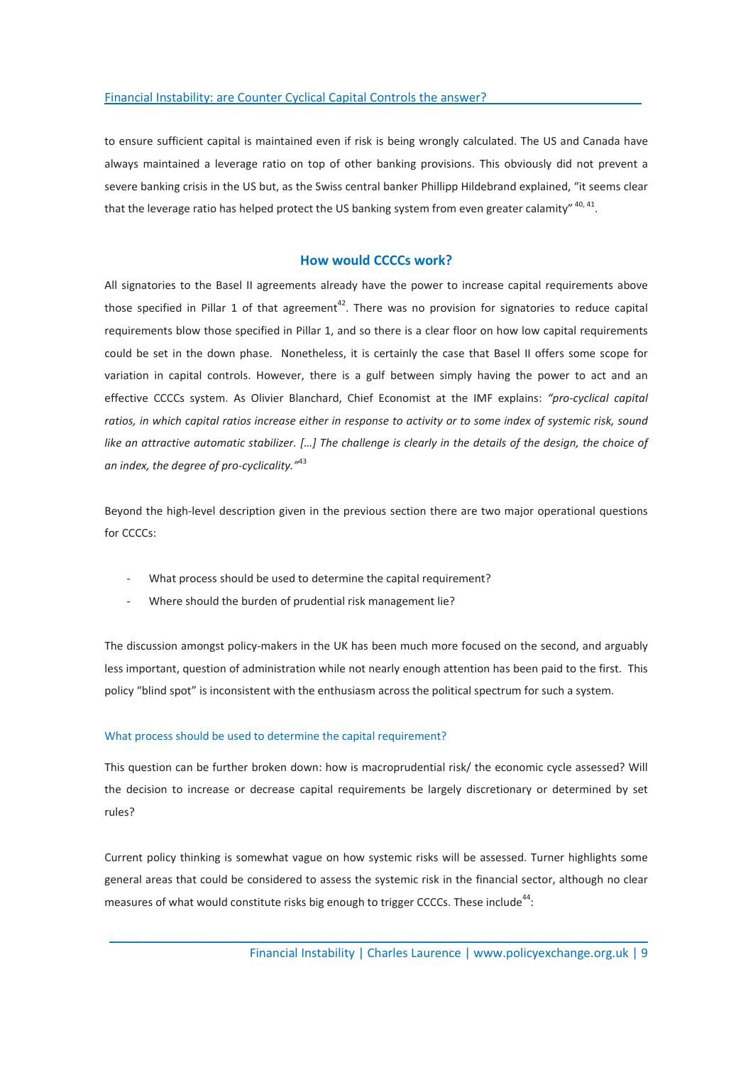to ensure sufficient capital is maintained even if risk is being wrongly calculated. The US and Canada have always maintained a leverage ratio on top of other banking provisions. This obviously did not prevent a severe banking crisis in the US but, as the Swiss central banker Phillipp Hildebrand explained, "it seems clear that the leverage ratio has helped protect the US banking system from even greater calamity" [40, 41].

## How would CCCCs work?

All signatories to the Basel II agreements already have the power to increase capital requirements above those specified in Pillar 1 of that agreement[42]. There was no provision for signatories to reduce capital requirements blow those specified in Pillar 1, and so there is a clear floor on how low capital requirements could be set in the down phase. Nonetheless, it is certainly the case that Basel II offers some scope for variation in capital controls. However, there is a gulf between simply having the power to act and an effective CCCCs system. As Olivier Blanchard, Chief Economist at the IMF explains: *"pro-cyclical capital ratios, in which capital ratios increase either in response to activity or to some index of systemic risk, sound like an attractive automatic stabilizer. […] The challenge is clearly in the details of the design, the choice of an index, the degree of pro-cyclicality."*[43]

Beyond the high-level description given in the previous section there are two major operational questions for CCCCs:

- What process should be used to determine the capital requirement?
- Where should the burden of prudential risk management lie?

The discussion amongst policy-makers in the UK has been much more focused on the second, and arguably less important, question of administration while not nearly enough attention has been paid to the first. This policy "blind spot" is inconsistent with the enthusiasm across the political spectrum for such a system.

### What process should be used to determine the capital requirement?

This question can be further broken down: how is macroprudential risk/ the economic cycle assessed? Will the decision to increase or decrease capital requirements be largely discretionary or determined by set rules?

Current policy thinking is somewhat vague on how systemic risks will be assessed. Turner highlights some general areas that could be considered to assess the systemic risk in the financial sector, although no clear measures of what would constitute risks big enough to trigger CCCCs. These include[44]: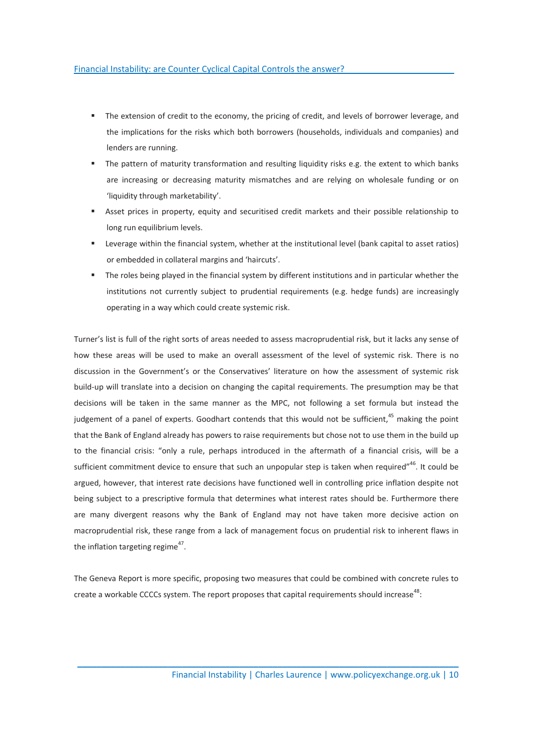- The extension of credit to the economy, the pricing of credit, and levels of borrower leverage, and the implications for the risks which both borrowers (households, individuals and companies) and lenders are running.
- The pattern of maturity transformation and resulting liquidity risks e.g. the extent to which banks are increasing or decreasing maturity mismatches and are relying on wholesale funding or on 'liquidity through marketability'.
- Asset prices in property, equity and securitised credit markets and their possible relationship to long run equilibrium levels.
- Leverage within the financial system, whether at the institutional level (bank capital to asset ratios) or embedded in collateral margins and 'haircuts'.
- The roles being played in the financial system by different institutions and in particular whether the institutions not currently subject to prudential requirements (e.g. hedge funds) are increasingly operating in a way which could create systemic risk.

Turner's list is full of the right sorts of areas needed to assess macroprudential risk, but it lacks any sense of how these areas will be used to make an overall assessment of the level of systemic risk. There is no discussion in the Government's or the Conservatives' literature on how the assessment of systemic risk build-up will translate into a decision on changing the capital requirements. The presumption may be that decisions will be taken in the same manner as the MPC, not following a set formula but instead the judgement of a panel of experts. Goodhart contends that this would not be sufficient,[45] making the point that the Bank of England already has powers to raise requirements but chose not to use them in the build up to the financial crisis: "only a rule, perhaps introduced in the aftermath of a financial crisis, will be a sufficient commitment device to ensure that such an unpopular step is taken when required"[46]. It could be argued, however, that interest rate decisions have functioned well in controlling price inflation despite not being subject to a prescriptive formula that determines what interest rates should be. Furthermore there are many divergent reasons why the Bank of England may not have taken more decisive action on macroprudential risk, these range from a lack of management focus on prudential risk to inherent flaws in the inflation targeting regime[47].

The Geneva Report is more specific, proposing two measures that could be combined with concrete rules to create a workable CCCCs system. The report proposes that capital requirements should increase[48]: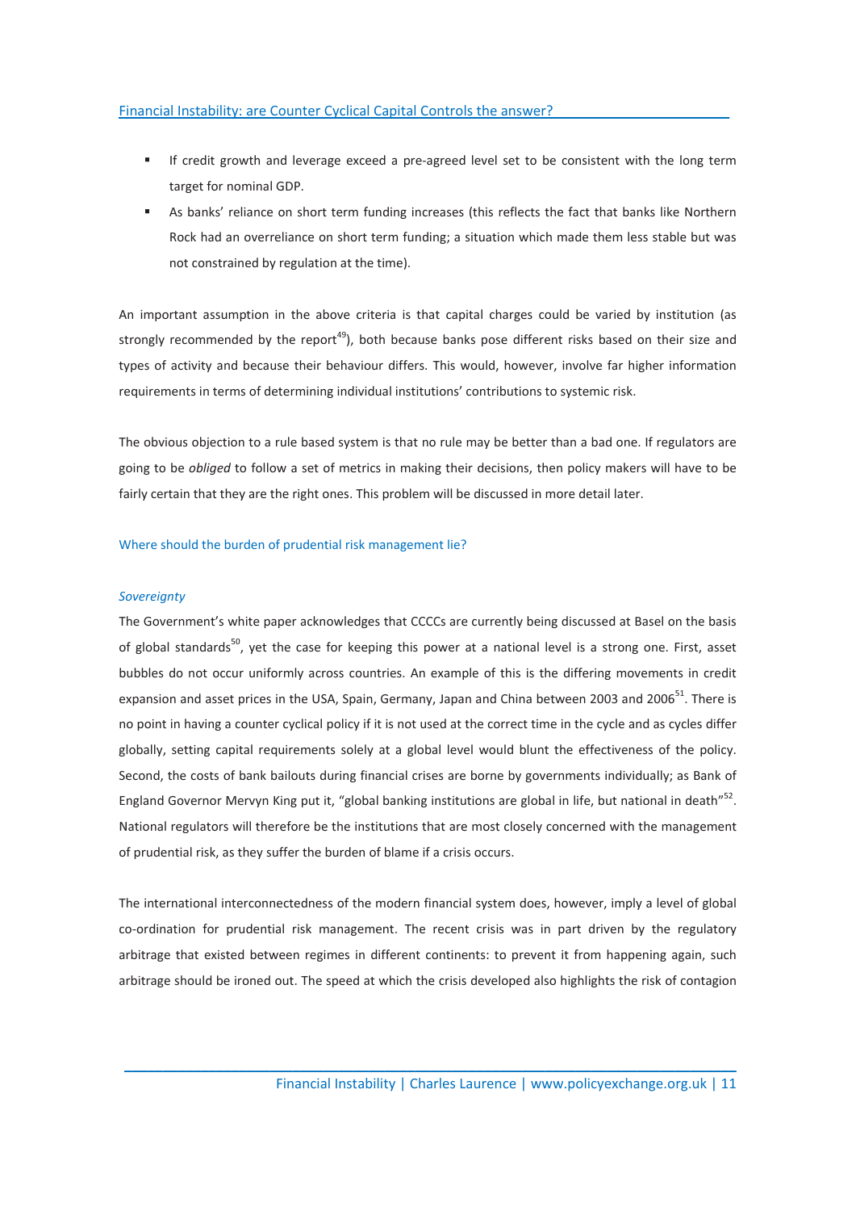- If credit growth and leverage exceed a pre-agreed level set to be consistent with the long term target for nominal GDP.
- As banks' reliance on short term funding increases (this reflects the fact that banks like Northern Rock had an overreliance on short term funding; a situation which made them less stable but was not constrained by regulation at the time).

An important assumption in the above criteria is that capital charges could be varied by institution (as strongly recommended by the report[49]), both because banks pose different risks based on their size and types of activity and because their behaviour differs. This would, however, involve far higher information requirements in terms of determining individual institutions' contributions to systemic risk.

The obvious objection to a rule based system is that no rule may be better than a bad one. If regulators are going to be *obliged* to follow a set of metrics in making their decisions, then policy makers will have to be fairly certain that they are the right ones. This problem will be discussed in more detail later.

## Where should the burden of prudential risk management lie?

### *Sovereignty*

The Government's white paper acknowledges that CCCCs are currently being discussed at Basel on the basis of global standards[50], yet the case for keeping this power at a national level is a strong one. First, asset bubbles do not occur uniformly across countries. An example of this is the differing movements in credit expansion and asset prices in the USA, Spain, Germany, Japan and China between 2003 and 2006[51]. There is no point in having a counter cyclical policy if it is not used at the correct time in the cycle and as cycles differ globally, setting capital requirements solely at a global level would blunt the effectiveness of the policy. Second, the costs of bank bailouts during financial crises are borne by governments individually; as Bank of England Governor Mervyn King put it, "global banking institutions are global in life, but national in death"[52]. National regulators will therefore be the institutions that are most closely concerned with the management of prudential risk, as they suffer the burden of blame if a crisis occurs.

The international interconnectedness of the modern financial system does, however, imply a level of global co-ordination for prudential risk management. The recent crisis was in part driven by the regulatory arbitrage that existed between regimes in different continents: to prevent it from happening again, such arbitrage should be ironed out. The speed at which the crisis developed also highlights the risk of contagion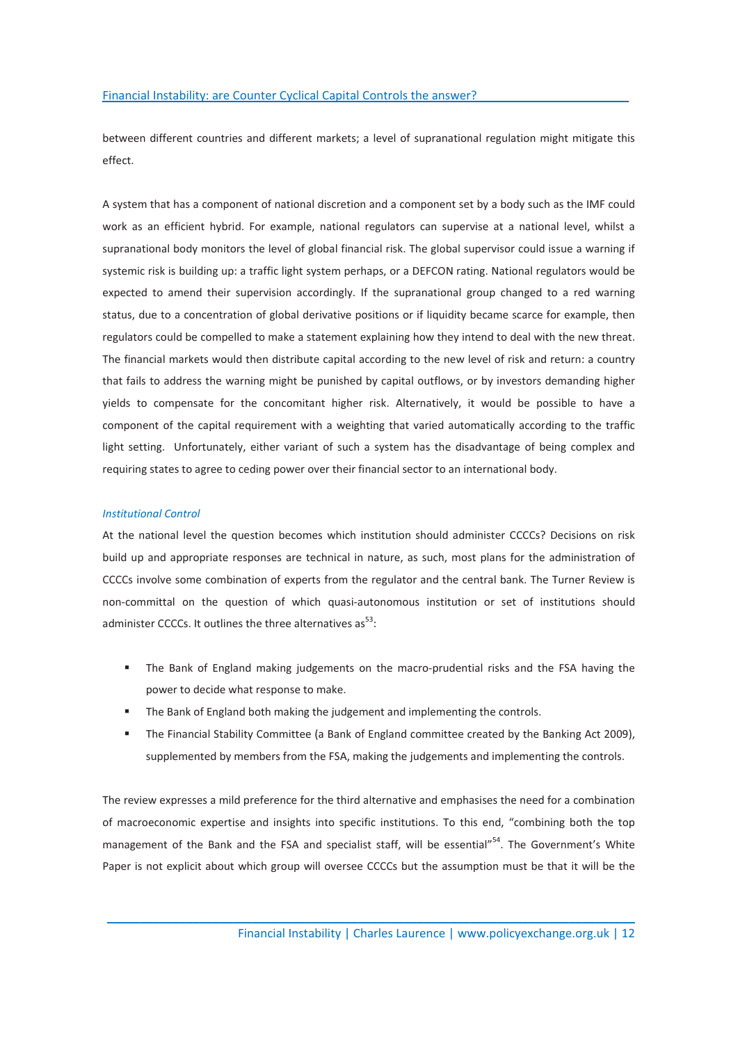between different countries and different markets; a level of supranational regulation might mitigate this effect.

A system that has a component of national discretion and a component set by a body such as the IMF could work as an efficient hybrid. For example, national regulators can supervise at a national level, whilst a supranational body monitors the level of global financial risk. The global supervisor could issue a warning if systemic risk is building up: a traffic light system perhaps, or a DEFCON rating. National regulators would be expected to amend their supervision accordingly. If the supranational group changed to a red warning status, due to a concentration of global derivative positions or if liquidity became scarce for example, then regulators could be compelled to make a statement explaining how they intend to deal with the new threat. The financial markets would then distribute capital according to the new level of risk and return: a country that fails to address the warning might be punished by capital outflows, or by investors demanding higher yields to compensate for the concomitant higher risk. Alternatively, it would be possible to have a component of the capital requirement with a weighting that varied automatically according to the traffic light setting. Unfortunately, either variant of such a system has the disadvantage of being complex and requiring states to agree to ceding power over their financial sector to an international body.

### *Institutional Control*

At the national level the question becomes which institution should administer CCCCs? Decisions on risk build up and appropriate responses are technical in nature, as such, most plans for the administration of CCCCs involve some combination of experts from the regulator and the central bank. The Turner Review is non-committal on the question of which quasi-autonomous institution or set of institutions should administer CCCCs. It outlines the three alternatives as[53]:

- The Bank of England making judgements on the macro-prudential risks and the FSA having the power to decide what response to make.
- The Bank of England both making the judgement and implementing the controls.
- The Financial Stability Committee (a Bank of England committee created by the Banking Act 2009), supplemented by members from the FSA, making the judgements and implementing the controls.

The review expresses a mild preference for the third alternative and emphasises the need for a combination of macroeconomic expertise and insights into specific institutions. To this end, "combining both the top management of the Bank and the FSA and specialist staff, will be essential"[54]. The Government's White Paper is not explicit about which group will oversee CCCCs but the assumption must be that it will be the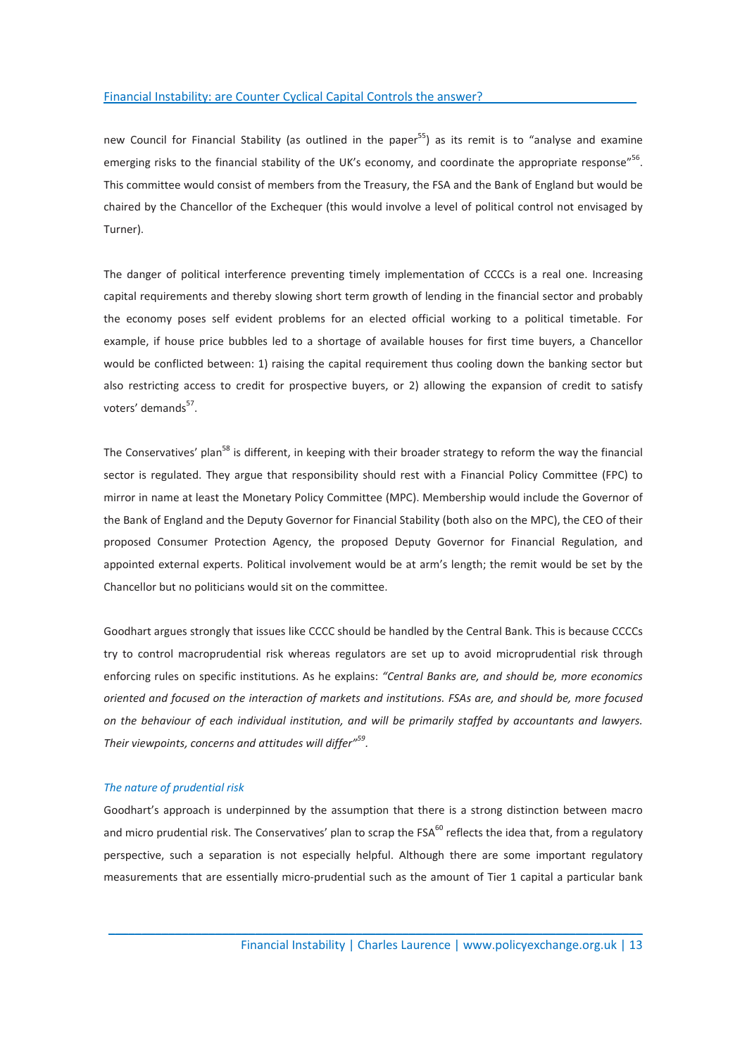new Council for Financial Stability (as outlined in the paper[55]) as its remit is to "analyse and examine emerging risks to the financial stability of the UK's economy, and coordinate the appropriate response"[56]. This committee would consist of members from the Treasury, the FSA and the Bank of England but would be chaired by the Chancellor of the Exchequer (this would involve a level of political control not envisaged by Turner).

The danger of political interference preventing timely implementation of CCCCs is a real one. Increasing capital requirements and thereby slowing short term growth of lending in the financial sector and probably the economy poses self evident problems for an elected official working to a political timetable. For example, if house price bubbles led to a shortage of available houses for first time buyers, a Chancellor would be conflicted between: 1) raising the capital requirement thus cooling down the banking sector but also restricting access to credit for prospective buyers, or 2) allowing the expansion of credit to satisfy voters' demands[57].

The Conservatives' plan[58] is different, in keeping with their broader strategy to reform the way the financial sector is regulated. They argue that responsibility should rest with a Financial Policy Committee (FPC) to mirror in name at least the Monetary Policy Committee (MPC). Membership would include the Governor of the Bank of England and the Deputy Governor for Financial Stability (both also on the MPC), the CEO of their proposed Consumer Protection Agency, the proposed Deputy Governor for Financial Regulation, and appointed external experts. Political involvement would be at arm's length; the remit would be set by the Chancellor but no politicians would sit on the committee.

Goodhart argues strongly that issues like CCCC should be handled by the Central Bank. This is because CCCCs try to control macroprudential risk whereas regulators are set up to avoid microprudential risk through enforcing rules on specific institutions. As he explains: *"Central Banks are, and should be, more economics oriented and focused on the interaction of markets and institutions. FSAs are, and should be, more focused on the behaviour of each individual institution, and will be primarily staffed by accountants and lawyers. Their viewpoints, concerns and attitudes will differ"*[59].

*The nature of prudential risk*

Goodhart's approach is underpinned by the assumption that there is a strong distinction between macro and micro prudential risk. The Conservatives' plan to scrap the FSA[60] reflects the idea that, from a regulatory perspective, such a separation is not especially helpful. Although there are some important regulatory measurements that are essentially micro-prudential such as the amount of Tier 1 capital a particular bank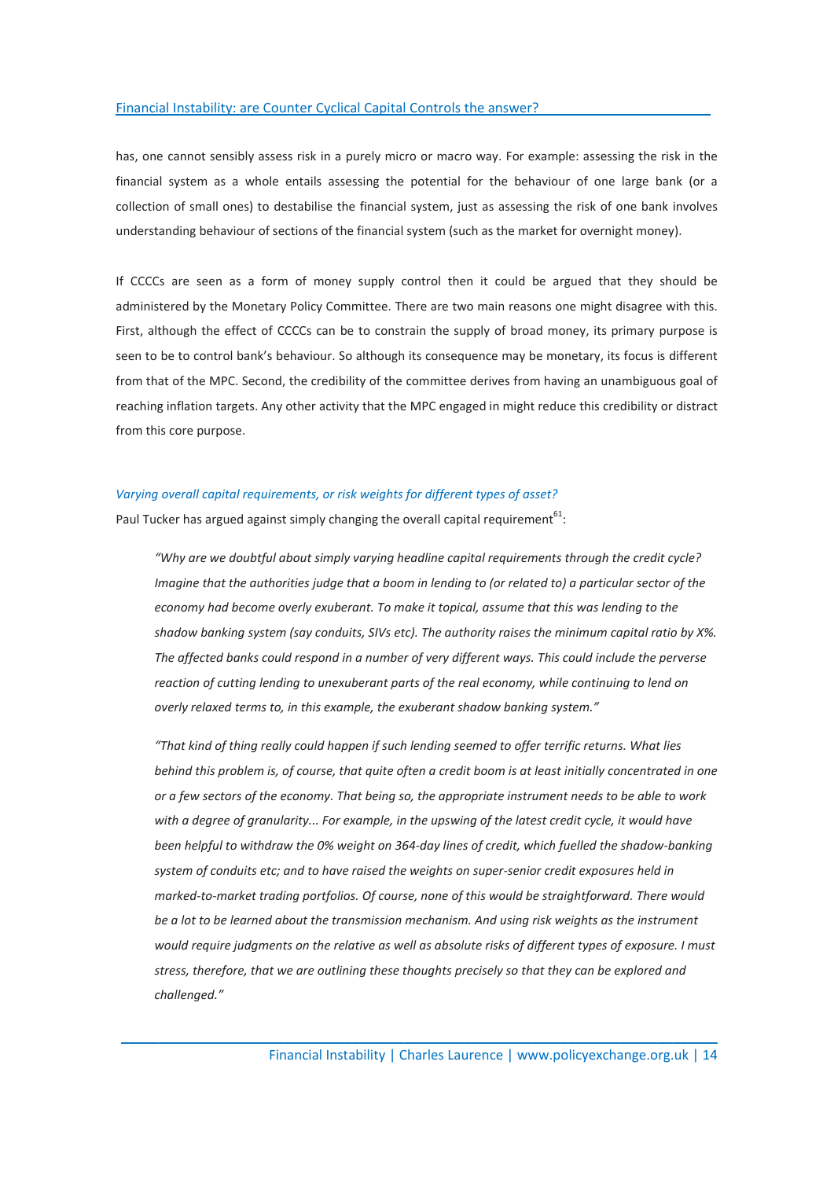has, one cannot sensibly assess risk in a purely micro or macro way. For example: assessing the risk in the financial system as a whole entails assessing the potential for the behaviour of one large bank (or a collection of small ones) to destabilise the financial system, just as assessing the risk of one bank involves understanding behaviour of sections of the financial system (such as the market for overnight money).

If CCCCs are seen as a form of money supply control then it could be argued that they should be administered by the Monetary Policy Committee. There are two main reasons one might disagree with this. First, although the effect of CCCCs can be to constrain the supply of broad money, its primary purpose is seen to be to control bank's behaviour. So although its consequence may be monetary, its focus is different from that of the MPC. Second, the credibility of the committee derives from having an unambiguous goal of reaching inflation targets. Any other activity that the MPC engaged in might reduce this credibility or distract from this core purpose.

*Varying overall capital requirements, or risk weights for different types of asset?*

Paul Tucker has argued against simply changing the overall capital requirement[61]:

> *"Why are we doubtful about simply varying headline capital requirements through the credit cycle? Imagine that the authorities judge that a boom in lending to (or related to) a particular sector of the economy had become overly exuberant. To make it topical, assume that this was lending to the shadow banking system (say conduits, SIVs etc). The authority raises the minimum capital ratio by X%. The affected banks could respond in a number of very different ways. This could include the perverse reaction of cutting lending to unexuberant parts of the real economy, while continuing to lend on overly relaxed terms to, in this example, the exuberant shadow banking system."*
>
> *"That kind of thing really could happen if such lending seemed to offer terrific returns. What lies behind this problem is, of course, that quite often a credit boom is at least initially concentrated in one or a few sectors of the economy. That being so, the appropriate instrument needs to be able to work with a degree of granularity... For example, in the upswing of the latest credit cycle, it would have been helpful to withdraw the 0% weight on 364-day lines of credit, which fuelled the shadow-banking system of conduits etc; and to have raised the weights on super-senior credit exposures held in marked-to-market trading portfolios. Of course, none of this would be straightforward. There would be a lot to be learned about the transmission mechanism. And using risk weights as the instrument would require judgments on the relative as well as absolute risks of different types of exposure. I must stress, therefore, that we are outlining these thoughts precisely so that they can be explored and challenged."*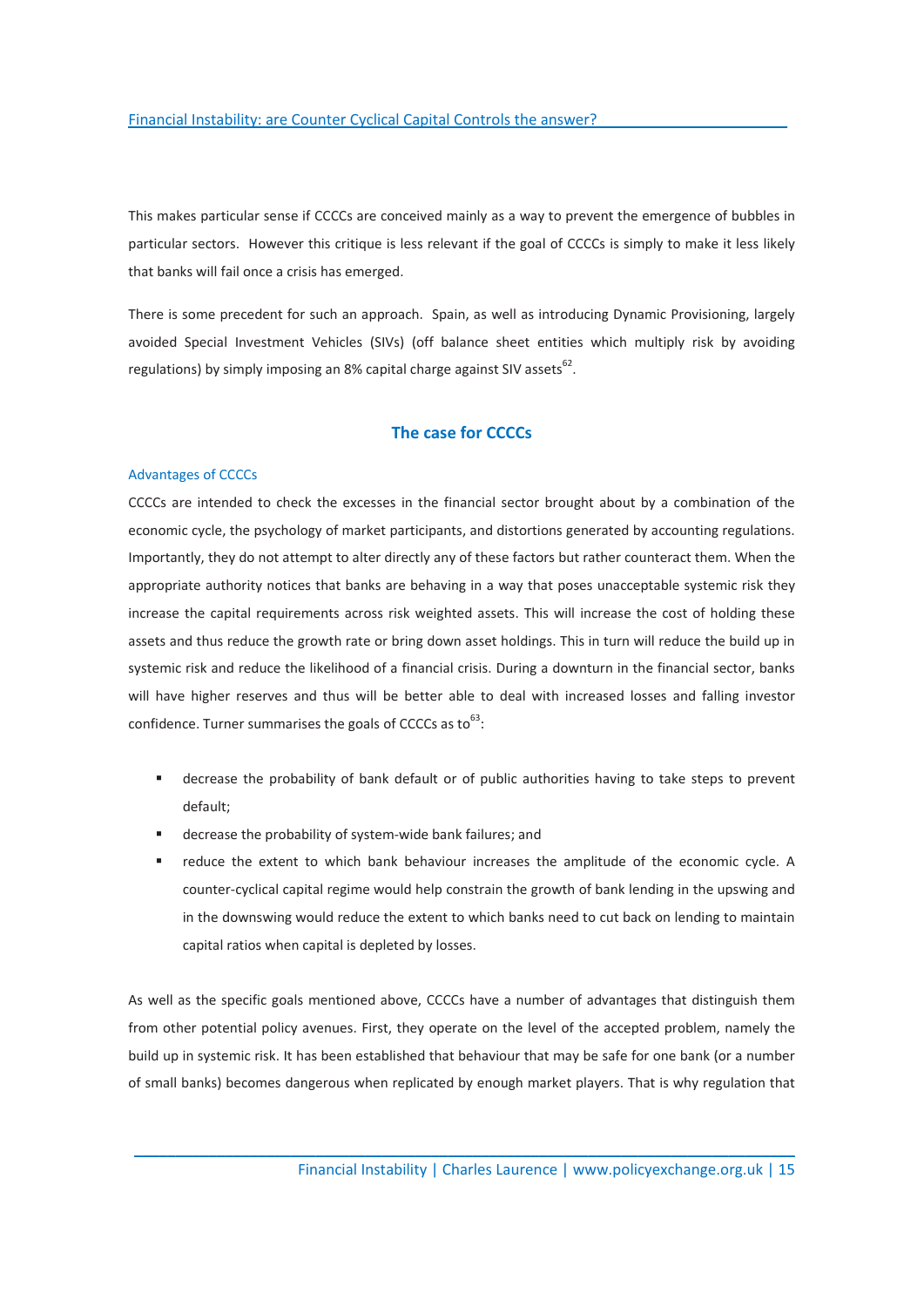This makes particular sense if CCCCs are conceived mainly as a way to prevent the emergence of bubbles in particular sectors. However this critique is less relevant if the goal of CCCCs is simply to make it less likely that banks will fail once a crisis has emerged.

There is some precedent for such an approach. Spain, as well as introducing Dynamic Provisioning, largely avoided Special Investment Vehicles (SIVs) (off balance sheet entities which multiply risk by avoiding regulations) by simply imposing an 8% capital charge against SIV assets[62].

## The case for CCCCs

### Advantages of CCCCs

CCCCs are intended to check the excesses in the financial sector brought about by a combination of the economic cycle, the psychology of market participants, and distortions generated by accounting regulations. Importantly, they do not attempt to alter directly any of these factors but rather counteract them. When the appropriate authority notices that banks are behaving in a way that poses unacceptable systemic risk they increase the capital requirements across risk weighted assets. This will increase the cost of holding these assets and thus reduce the growth rate or bring down asset holdings. This in turn will reduce the build up in systemic risk and reduce the likelihood of a financial crisis. During a downturn in the financial sector, banks will have higher reserves and thus will be better able to deal with increased losses and falling investor confidence. Turner summarises the goals of CCCCs as to[63]:

- decrease the probability of bank default or of public authorities having to take steps to prevent default;
- decrease the probability of system-wide bank failures; and
- reduce the extent to which bank behaviour increases the amplitude of the economic cycle. A counter-cyclical capital regime would help constrain the growth of bank lending in the upswing and in the downswing would reduce the extent to which banks need to cut back on lending to maintain capital ratios when capital is depleted by losses.

As well as the specific goals mentioned above, CCCCs have a number of advantages that distinguish them from other potential policy avenues. First, they operate on the level of the accepted problem, namely the build up in systemic risk. It has been established that behaviour that may be safe for one bank (or a number of small banks) becomes dangerous when replicated by enough market players. That is why regulation that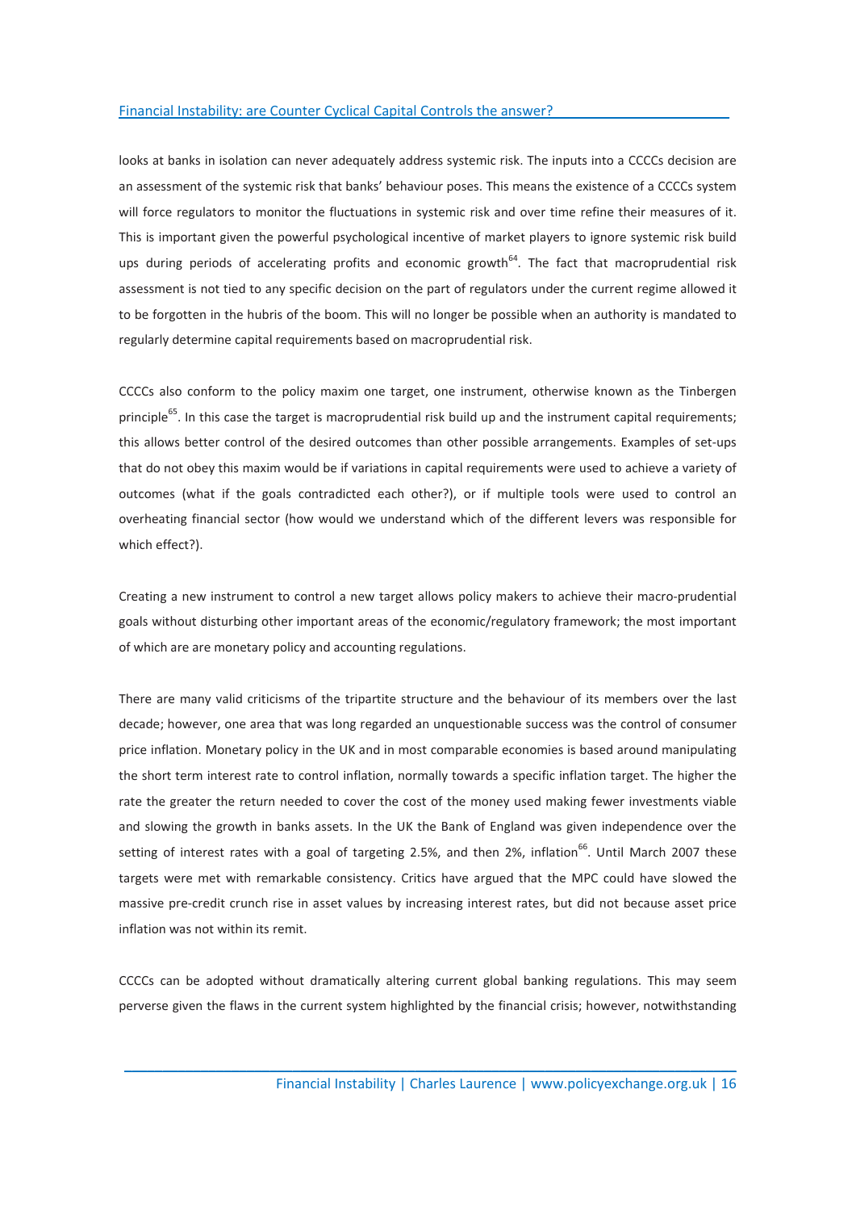looks at banks in isolation can never adequately address systemic risk. The inputs into a CCCCs decision are an assessment of the systemic risk that banks' behaviour poses. This means the existence of a CCCCs system will force regulators to monitor the fluctuations in systemic risk and over time refine their measures of it. This is important given the powerful psychological incentive of market players to ignore systemic risk build ups during periods of accelerating profits and economic growth[64]. The fact that macroprudential risk assessment is not tied to any specific decision on the part of regulators under the current regime allowed it to be forgotten in the hubris of the boom. This will no longer be possible when an authority is mandated to regularly determine capital requirements based on macroprudential risk.

CCCCs also conform to the policy maxim one target, one instrument, otherwise known as the Tinbergen principle[65]. In this case the target is macroprudential risk build up and the instrument capital requirements; this allows better control of the desired outcomes than other possible arrangements. Examples of set-ups that do not obey this maxim would be if variations in capital requirements were used to achieve a variety of outcomes (what if the goals contradicted each other?), or if multiple tools were used to control an overheating financial sector (how would we understand which of the different levers was responsible for which effect?).

Creating a new instrument to control a new target allows policy makers to achieve their macro-prudential goals without disturbing other important areas of the economic/regulatory framework; the most important of which are are monetary policy and accounting regulations.

There are many valid criticisms of the tripartite structure and the behaviour of its members over the last decade; however, one area that was long regarded an unquestionable success was the control of consumer price inflation. Monetary policy in the UK and in most comparable economies is based around manipulating the short term interest rate to control inflation, normally towards a specific inflation target. The higher the rate the greater the return needed to cover the cost of the money used making fewer investments viable and slowing the growth in banks assets. In the UK the Bank of England was given independence over the setting of interest rates with a goal of targeting 2.5%, and then 2%, inflation[66]. Until March 2007 these targets were met with remarkable consistency. Critics have argued that the MPC could have slowed the massive pre-credit crunch rise in asset values by increasing interest rates, but did not because asset price inflation was not within its remit.

CCCCs can be adopted without dramatically altering current global banking regulations. This may seem perverse given the flaws in the current system highlighted by the financial crisis; however, notwithstanding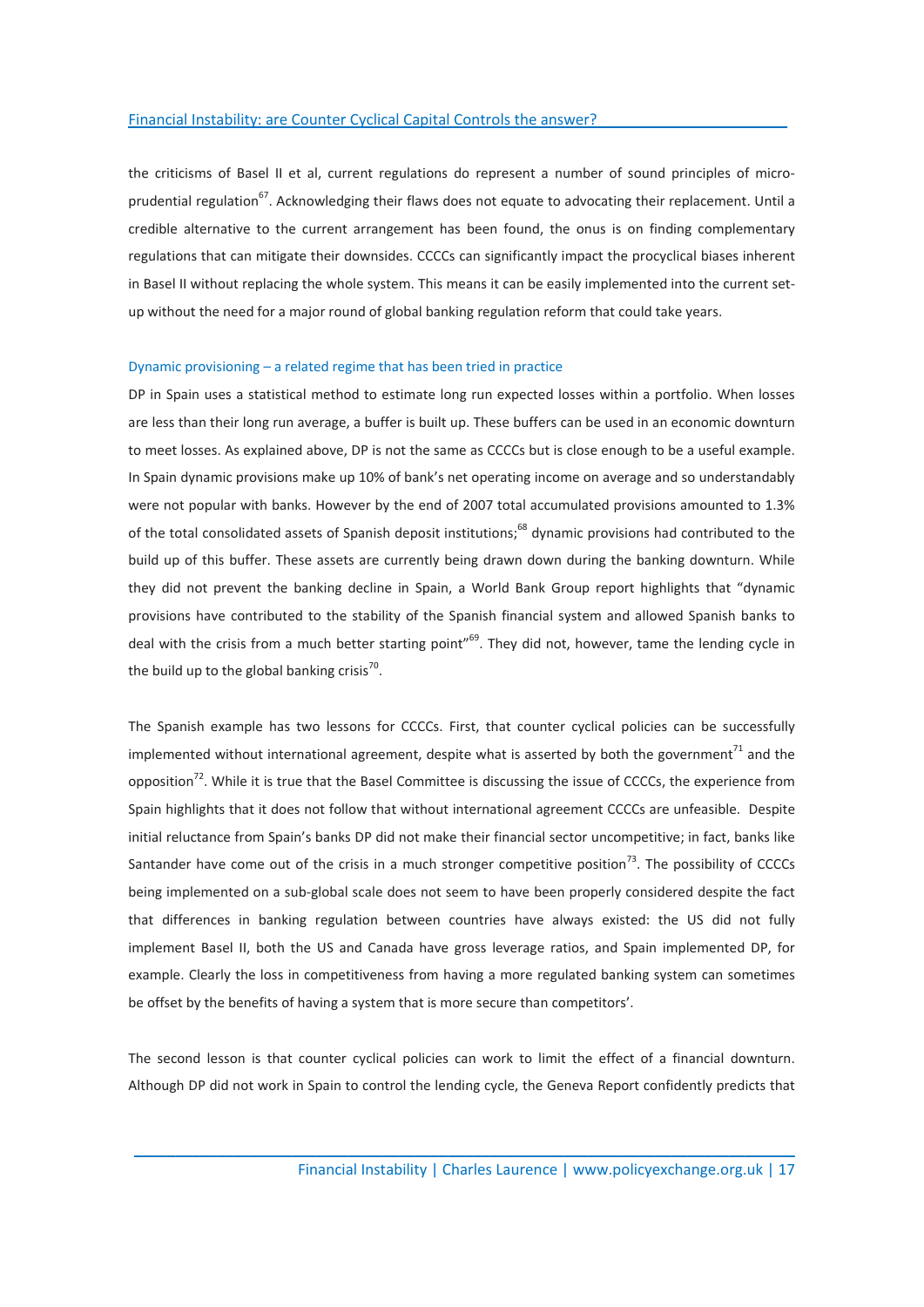the criticisms of Basel II et al, current regulations do represent a number of sound principles of micro-prudential regulation[67]. Acknowledging their flaws does not equate to advocating their replacement. Until a credible alternative to the current arrangement has been found, the onus is on finding complementary regulations that can mitigate their downsides. CCCCs can significantly impact the procyclical biases inherent in Basel II without replacing the whole system. This means it can be easily implemented into the current set-up without the need for a major round of global banking regulation reform that could take years.

### Dynamic provisioning – a related regime that has been tried in practice

DP in Spain uses a statistical method to estimate long run expected losses within a portfolio. When losses are less than their long run average, a buffer is built up. These buffers can be used in an economic downturn to meet losses. As explained above, DP is not the same as CCCCs but is close enough to be a useful example. In Spain dynamic provisions make up 10% of bank's net operating income on average and so understandably were not popular with banks. However by the end of 2007 total accumulated provisions amounted to 1.3% of the total consolidated assets of Spanish deposit institutions;[68] dynamic provisions had contributed to the build up of this buffer. These assets are currently being drawn down during the banking downturn. While they did not prevent the banking decline in Spain, a World Bank Group report highlights that "dynamic provisions have contributed to the stability of the Spanish financial system and allowed Spanish banks to deal with the crisis from a much better starting point"[69]. They did not, however, tame the lending cycle in the build up to the global banking crisis[70].

The Spanish example has two lessons for CCCCs. First, that counter cyclical policies can be successfully implemented without international agreement, despite what is asserted by both the government[71] and the opposition[72]. While it is true that the Basel Committee is discussing the issue of CCCCs, the experience from Spain highlights that it does not follow that without international agreement CCCCs are unfeasible. Despite initial reluctance from Spain's banks DP did not make their financial sector uncompetitive; in fact, banks like Santander have come out of the crisis in a much stronger competitive position[73]. The possibility of CCCCs being implemented on a sub-global scale does not seem to have been properly considered despite the fact that differences in banking regulation between countries have always existed: the US did not fully implement Basel II, both the US and Canada have gross leverage ratios, and Spain implemented DP, for example. Clearly the loss in competitiveness from having a more regulated banking system can sometimes be offset by the benefits of having a system that is more secure than competitors'.

The second lesson is that counter cyclical policies can work to limit the effect of a financial downturn. Although DP did not work in Spain to control the lending cycle, the Geneva Report confidently predicts that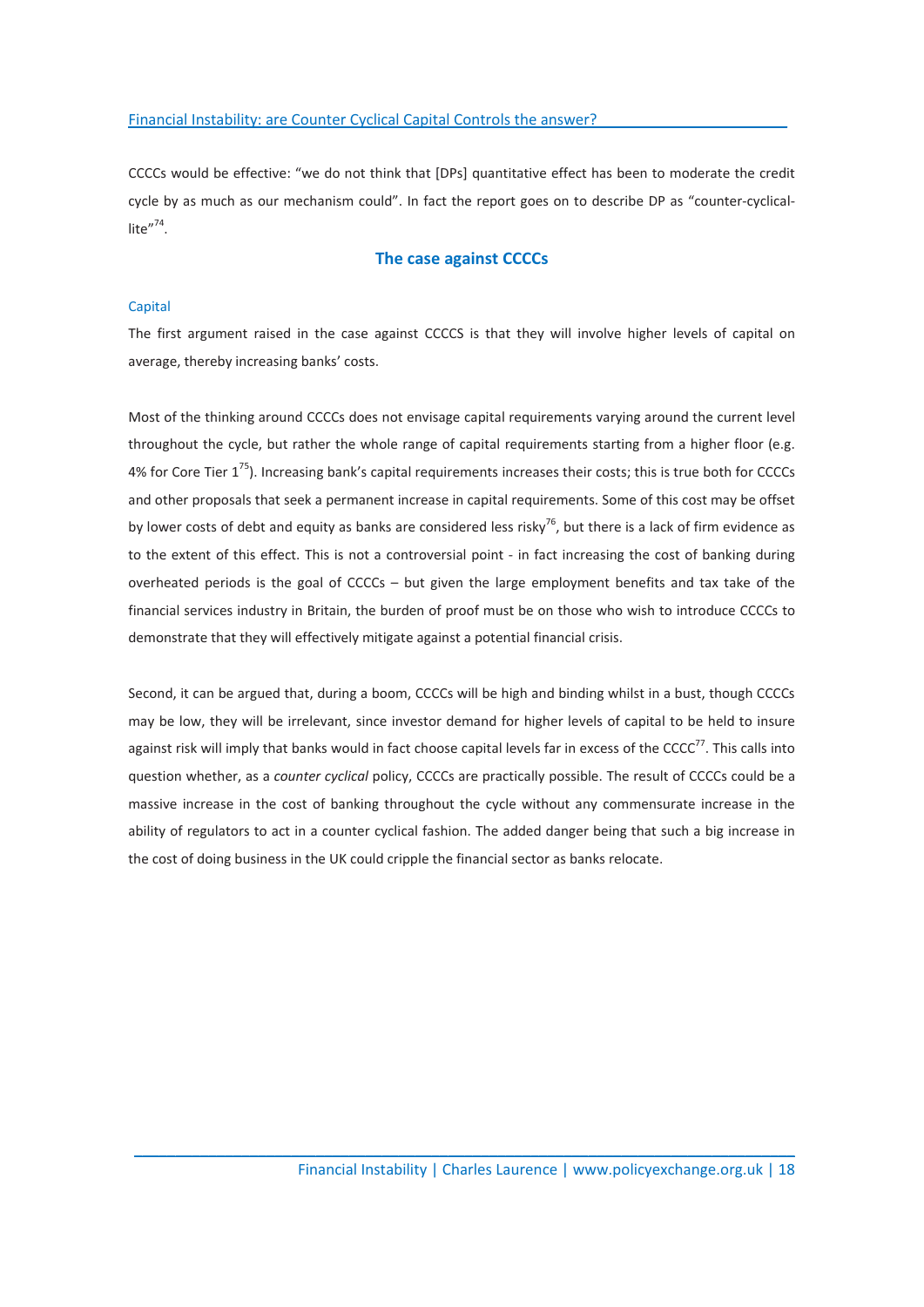CCCCs would be effective: "we do not think that [DPs] quantitative effect has been to moderate the credit cycle by as much as our mechanism could". In fact the report goes on to describe DP as "counter-cyclical-lite"[74].

## The case against CCCCs

### Capital

The first argument raised in the case against CCCCS is that they will involve higher levels of capital on average, thereby increasing banks' costs.

Most of the thinking around CCCCs does not envisage capital requirements varying around the current level throughout the cycle, but rather the whole range of capital requirements starting from a higher floor (e.g. 4% for Core Tier 1[75]). Increasing bank's capital requirements increases their costs; this is true both for CCCCs and other proposals that seek a permanent increase in capital requirements. Some of this cost may be offset by lower costs of debt and equity as banks are considered less risky[76], but there is a lack of firm evidence as to the extent of this effect. This is not a controversial point - in fact increasing the cost of banking during overheated periods is the goal of CCCCs – but given the large employment benefits and tax take of the financial services industry in Britain, the burden of proof must be on those who wish to introduce CCCCs to demonstrate that they will effectively mitigate against a potential financial crisis.

Second, it can be argued that, during a boom, CCCCs will be high and binding whilst in a bust, though CCCCs may be low, they will be irrelevant, since investor demand for higher levels of capital to be held to insure against risk will imply that banks would in fact choose capital levels far in excess of the CCCC[77]. This calls into question whether, as a *counter cyclical* policy, CCCCs are practically possible. The result of CCCCs could be a massive increase in the cost of banking throughout the cycle without any commensurate increase in the ability of regulators to act in a counter cyclical fashion. The added danger being that such a big increase in the cost of doing business in the UK could cripple the financial sector as banks relocate.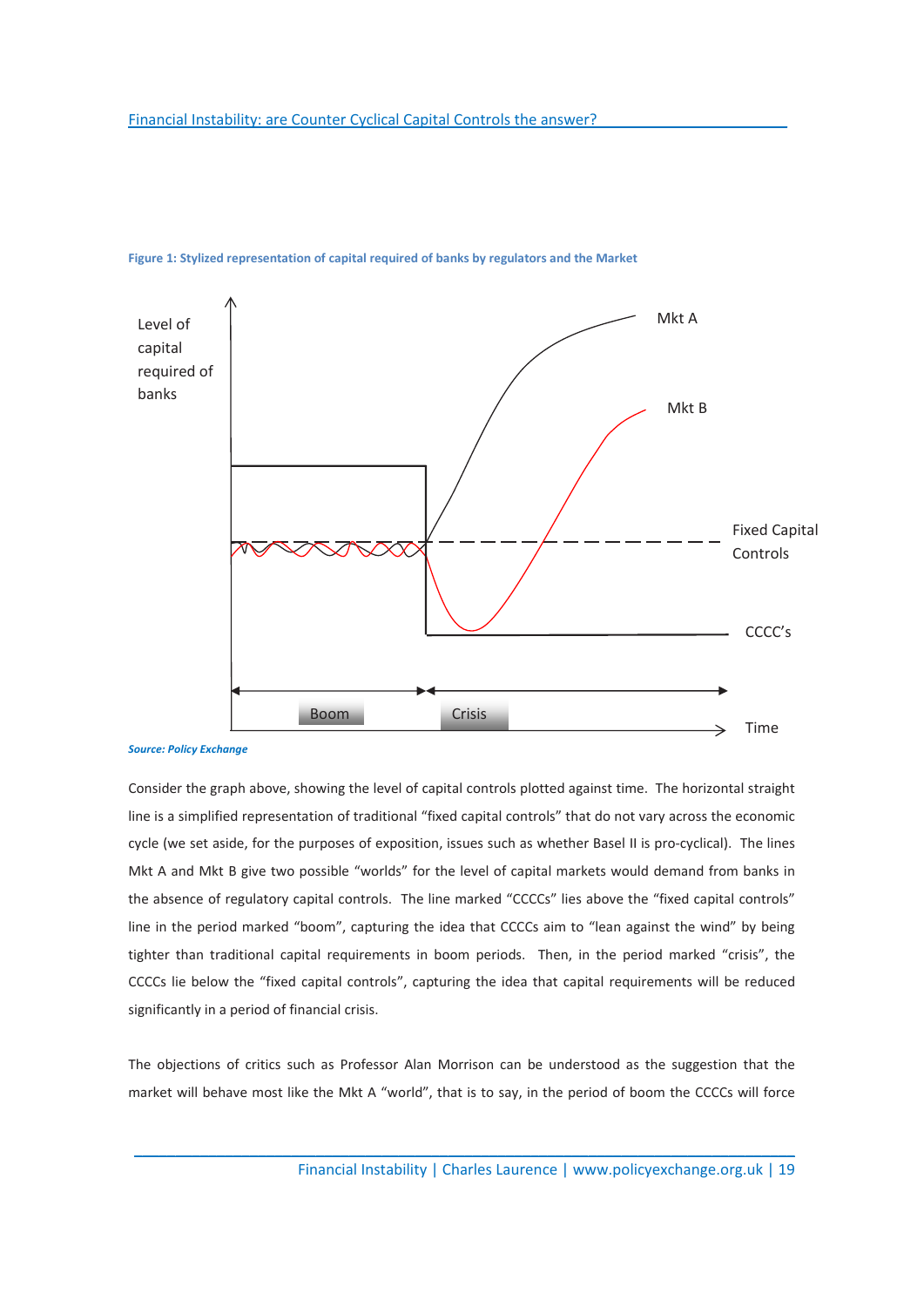**Figure 1: Stylized representation of capital required of banks by regulators and the Market**

*Source: Policy Exchange*

Consider the graph above, showing the level of capital controls plotted against time. The horizontal straight line is a simplified representation of traditional "fixed capital controls" that do not vary across the economic cycle (we set aside, for the purposes of exposition, issues such as whether Basel II is pro-cyclical). The lines Mkt A and Mkt B give two possible "worlds" for the level of capital markets would demand from banks in the absence of regulatory capital controls. The line marked "CCCCs" lies above the "fixed capital controls" line in the period marked "boom", capturing the idea that CCCCs aim to "lean against the wind" by being tighter than traditional capital requirements in boom periods. Then, in the period marked "crisis", the CCCCs lie below the "fixed capital controls", capturing the idea that capital requirements will be reduced significantly in a period of financial crisis.

The objections of critics such as Professor Alan Morrison can be understood as the suggestion that the market will behave most like the Mkt A "world", that is to say, in the period of boom the CCCCs will force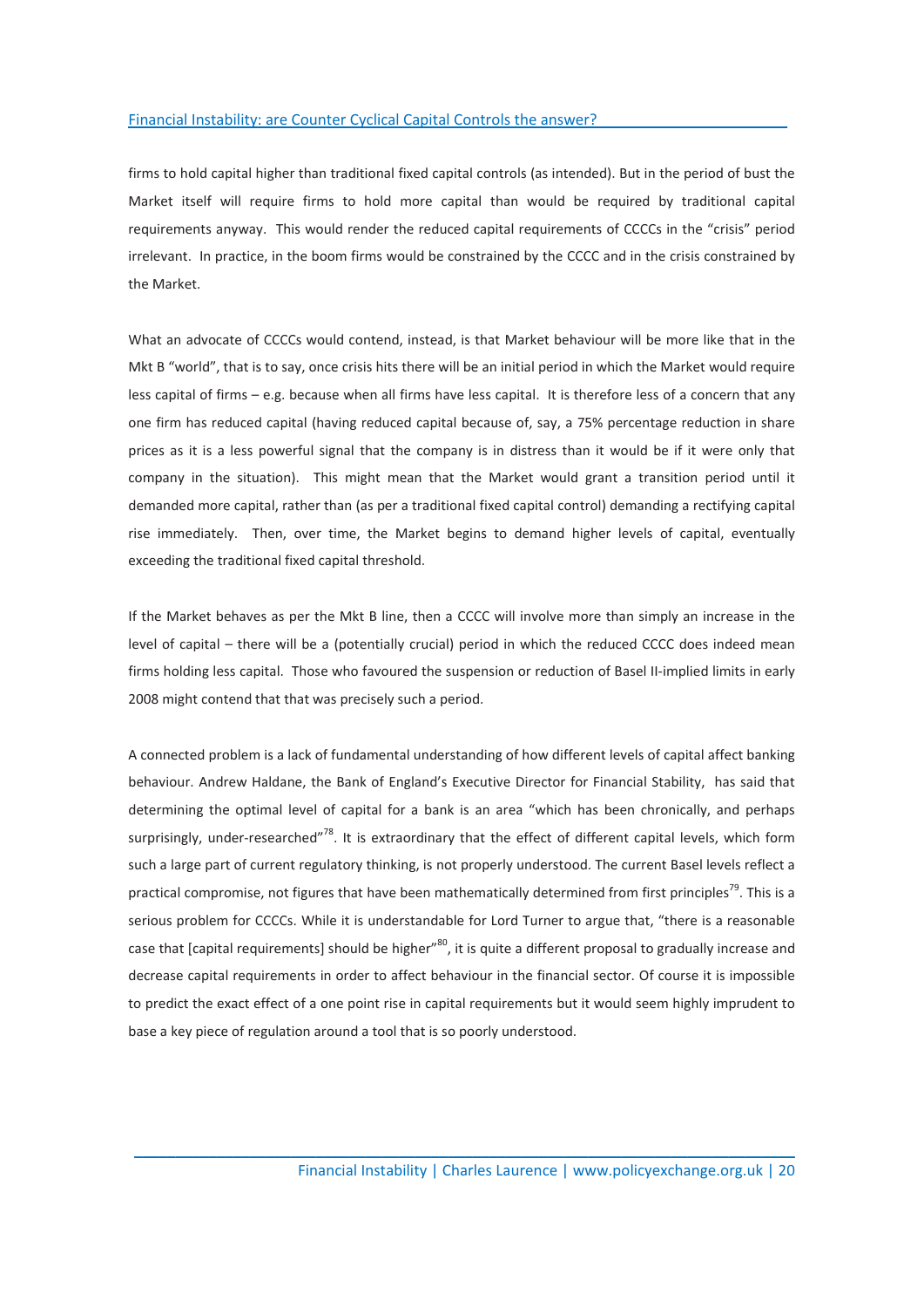firms to hold capital higher than traditional fixed capital controls (as intended). But in the period of bust the Market itself will require firms to hold more capital than would be required by traditional capital requirements anyway. This would render the reduced capital requirements of CCCCs in the "crisis" period irrelevant. In practice, in the boom firms would be constrained by the CCCC and in the crisis constrained by the Market.

What an advocate of CCCCs would contend, instead, is that Market behaviour will be more like that in the Mkt B "world", that is to say, once crisis hits there will be an initial period in which the Market would require less capital of firms – e.g. because when all firms have less capital. It is therefore less of a concern that any one firm has reduced capital (having reduced capital because of, say, a 75% percentage reduction in share prices as it is a less powerful signal that the company is in distress than it would be if it were only that company in the situation). This might mean that the Market would grant a transition period until it demanded more capital, rather than (as per a traditional fixed capital control) demanding a rectifying capital rise immediately. Then, over time, the Market begins to demand higher levels of capital, eventually exceeding the traditional fixed capital threshold.

If the Market behaves as per the Mkt B line, then a CCCC will involve more than simply an increase in the level of capital – there will be a (potentially crucial) period in which the reduced CCCC does indeed mean firms holding less capital. Those who favoured the suspension or reduction of Basel II-implied limits in early 2008 might contend that that was precisely such a period.

A connected problem is a lack of fundamental understanding of how different levels of capital affect banking behaviour. Andrew Haldane, the Bank of England's Executive Director for Financial Stability, has said that determining the optimal level of capital for a bank is an area "which has been chronically, and perhaps surprisingly, under-researched"[78]. It is extraordinary that the effect of different capital levels, which form such a large part of current regulatory thinking, is not properly understood. The current Basel levels reflect a practical compromise, not figures that have been mathematically determined from first principles[79]. This is a serious problem for CCCCs. While it is understandable for Lord Turner to argue that, "there is a reasonable case that [capital requirements] should be higher"[80], it is quite a different proposal to gradually increase and decrease capital requirements in order to affect behaviour in the financial sector. Of course it is impossible to predict the exact effect of a one point rise in capital requirements but it would seem highly imprudent to base a key piece of regulation around a tool that is so poorly understood.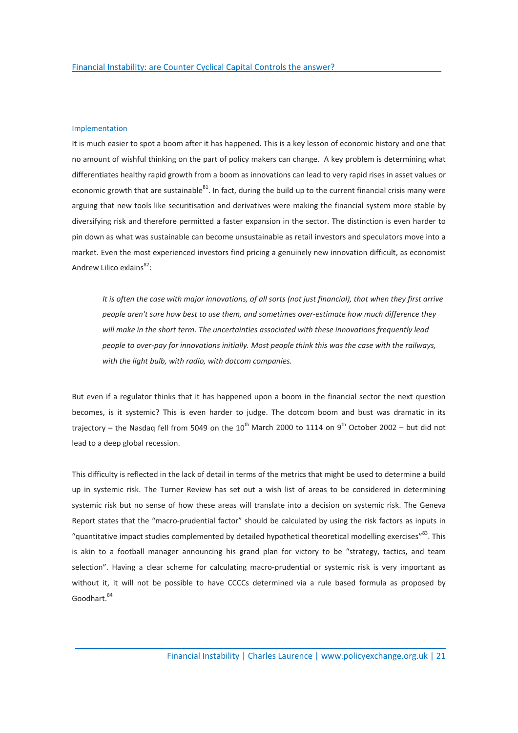## Implementation

It is much easier to spot a boom after it has happened. This is a key lesson of economic history and one that no amount of wishful thinking on the part of policy makers can change. A key problem is determining what differentiates healthy rapid growth from a boom as innovations can lead to very rapid rises in asset values or economic growth that are sustainable[81]. In fact, during the build up to the current financial crisis many were arguing that new tools like securitisation and derivatives were making the financial system more stable by diversifying risk and therefore permitted a faster expansion in the sector. The distinction is even harder to pin down as what was sustainable can become unsustainable as retail investors and speculators move into a market. Even the most experienced investors find pricing a genuinely new innovation difficult, as economist Andrew Lilico exlains[82]:

> *It is often the case with major innovations, of all sorts (not just financial), that when they first arrive people aren't sure how best to use them, and sometimes over-estimate how much difference they will make in the short term. The uncertainties associated with these innovations frequently lead people to over-pay for innovations initially. Most people think this was the case with the railways, with the light bulb, with radio, with dotcom companies.*

But even if a regulator thinks that it has happened upon a boom in the financial sector the next question becomes, is it systemic? This is even harder to judge. The dotcom boom and bust was dramatic in its trajectory – the Nasdaq fell from 5049 on the 10th March 2000 to 1114 on 9th October 2002 – but did not lead to a deep global recession.

This difficulty is reflected in the lack of detail in terms of the metrics that might be used to determine a build up in systemic risk. The Turner Review has set out a wish list of areas to be considered in determining systemic risk but no sense of how these areas will translate into a decision on systemic risk. The Geneva Report states that the "macro-prudential factor" should be calculated by using the risk factors as inputs in "quantitative impact studies complemented by detailed hypothetical theoretical modelling exercises"[83]. This is akin to a football manager announcing his grand plan for victory to be "strategy, tactics, and team selection". Having a clear scheme for calculating macro-prudential or systemic risk is very important as without it, it will not be possible to have CCCCs determined via a rule based formula as proposed by Goodhart.[84]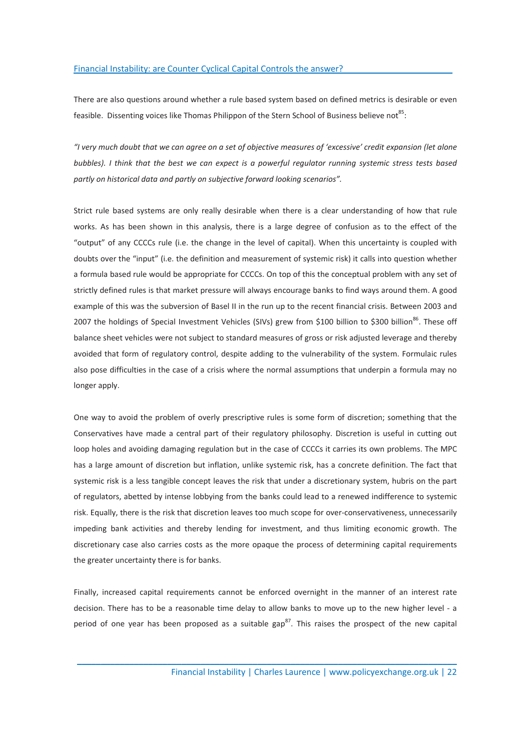There are also questions around whether a rule based system based on defined metrics is desirable or even feasible. Dissenting voices like Thomas Philippon of the Stern School of Business believe not[85]:

*"I very much doubt that we can agree on a set of objective measures of 'excessive' credit expansion (let alone bubbles). I think that the best we can expect is a powerful regulator running systemic stress tests based partly on historical data and partly on subjective forward looking scenarios".*

Strict rule based systems are only really desirable when there is a clear understanding of how that rule works. As has been shown in this analysis, there is a large degree of confusion as to the effect of the "output" of any CCCCs rule (i.e. the change in the level of capital). When this uncertainty is coupled with doubts over the "input" (i.e. the definition and measurement of systemic risk) it calls into question whether a formula based rule would be appropriate for CCCCs. On top of this the conceptual problem with any set of strictly defined rules is that market pressure will always encourage banks to find ways around them. A good example of this was the subversion of Basel II in the run up to the recent financial crisis. Between 2003 and 2007 the holdings of Special Investment Vehicles (SIVs) grew from \$100 billion to \$300 billion[86]. These off balance sheet vehicles were not subject to standard measures of gross or risk adjusted leverage and thereby avoided that form of regulatory control, despite adding to the vulnerability of the system. Formulaic rules also pose difficulties in the case of a crisis where the normal assumptions that underpin a formula may no longer apply.

One way to avoid the problem of overly prescriptive rules is some form of discretion; something that the Conservatives have made a central part of their regulatory philosophy. Discretion is useful in cutting out loop holes and avoiding damaging regulation but in the case of CCCCs it carries its own problems. The MPC has a large amount of discretion but inflation, unlike systemic risk, has a concrete definition. The fact that systemic risk is a less tangible concept leaves the risk that under a discretionary system, hubris on the part of regulators, abetted by intense lobbying from the banks could lead to a renewed indifference to systemic risk. Equally, there is the risk that discretion leaves too much scope for over-conservativeness, unnecessarily impeding bank activities and thereby lending for investment, and thus limiting economic growth. The discretionary case also carries costs as the more opaque the process of determining capital requirements the greater uncertainty there is for banks.

Finally, increased capital requirements cannot be enforced overnight in the manner of an interest rate decision. There has to be a reasonable time delay to allow banks to move up to the new higher level - a period of one year has been proposed as a suitable gap[87]. This raises the prospect of the new capital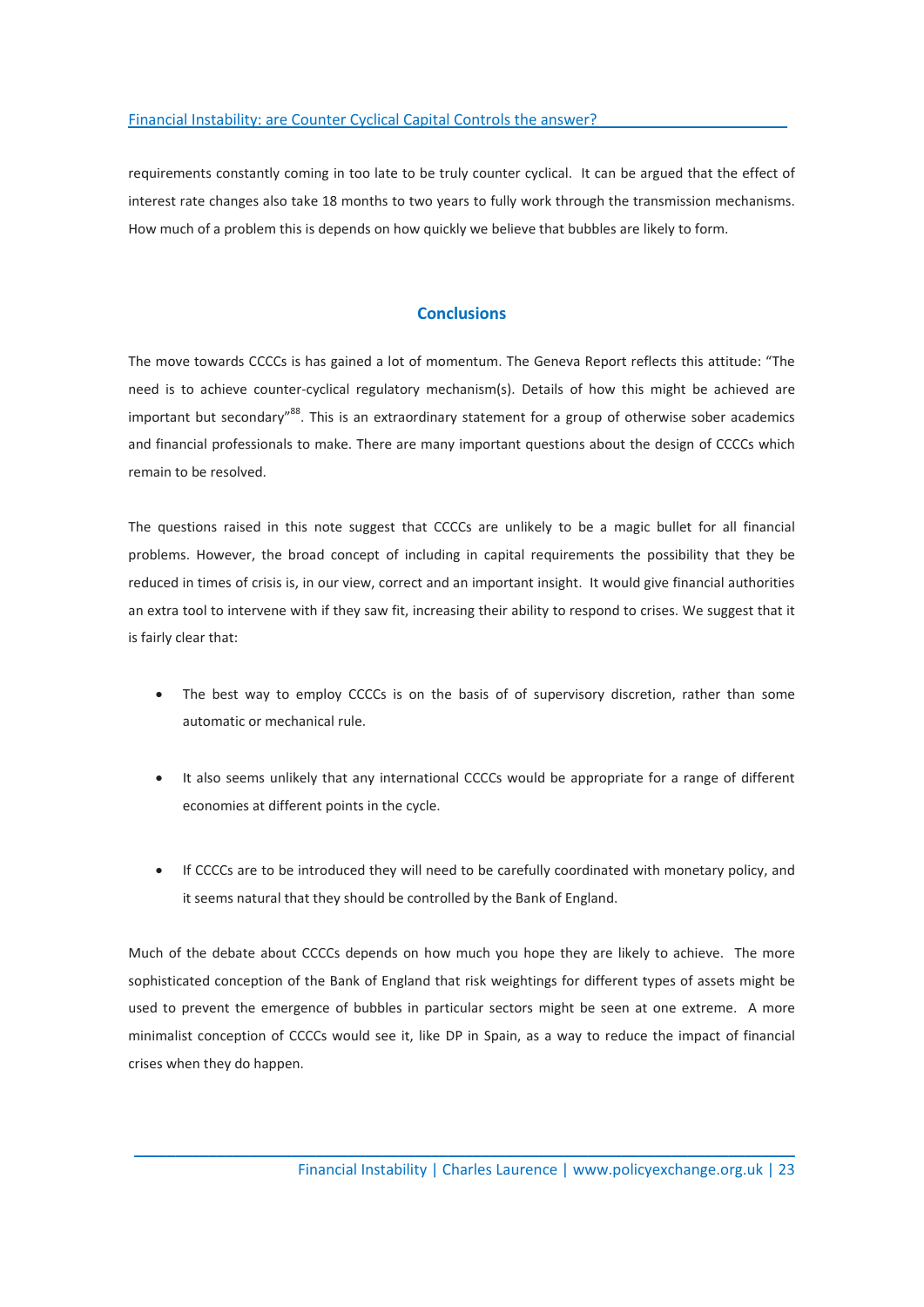requirements constantly coming in too late to be truly counter cyclical. It can be argued that the effect of interest rate changes also take 18 months to two years to fully work through the transmission mechanisms. How much of a problem this is depends on how quickly we believe that bubbles are likely to form.

## Conclusions

The move towards CCCCs is has gained a lot of momentum. The Geneva Report reflects this attitude: "The need is to achieve counter-cyclical regulatory mechanism(s). Details of how this might be achieved are important but secondary"[88]. This is an extraordinary statement for a group of otherwise sober academics and financial professionals to make. There are many important questions about the design of CCCCs which remain to be resolved.

The questions raised in this note suggest that CCCCs are unlikely to be a magic bullet for all financial problems. However, the broad concept of including in capital requirements the possibility that they be reduced in times of crisis is, in our view, correct and an important insight. It would give financial authorities an extra tool to intervene with if they saw fit, increasing their ability to respond to crises. We suggest that it is fairly clear that:

- The best way to employ CCCCs is on the basis of of supervisory discretion, rather than some automatic or mechanical rule.
- It also seems unlikely that any international CCCCs would be appropriate for a range of different economies at different points in the cycle.
- If CCCCs are to be introduced they will need to be carefully coordinated with monetary policy, and it seems natural that they should be controlled by the Bank of England.

Much of the debate about CCCCs depends on how much you hope they are likely to achieve. The more sophisticated conception of the Bank of England that risk weightings for different types of assets might be used to prevent the emergence of bubbles in particular sectors might be seen at one extreme. A more minimalist conception of CCCCs would see it, like DP in Spain, as a way to reduce the impact of financial crises when they do happen.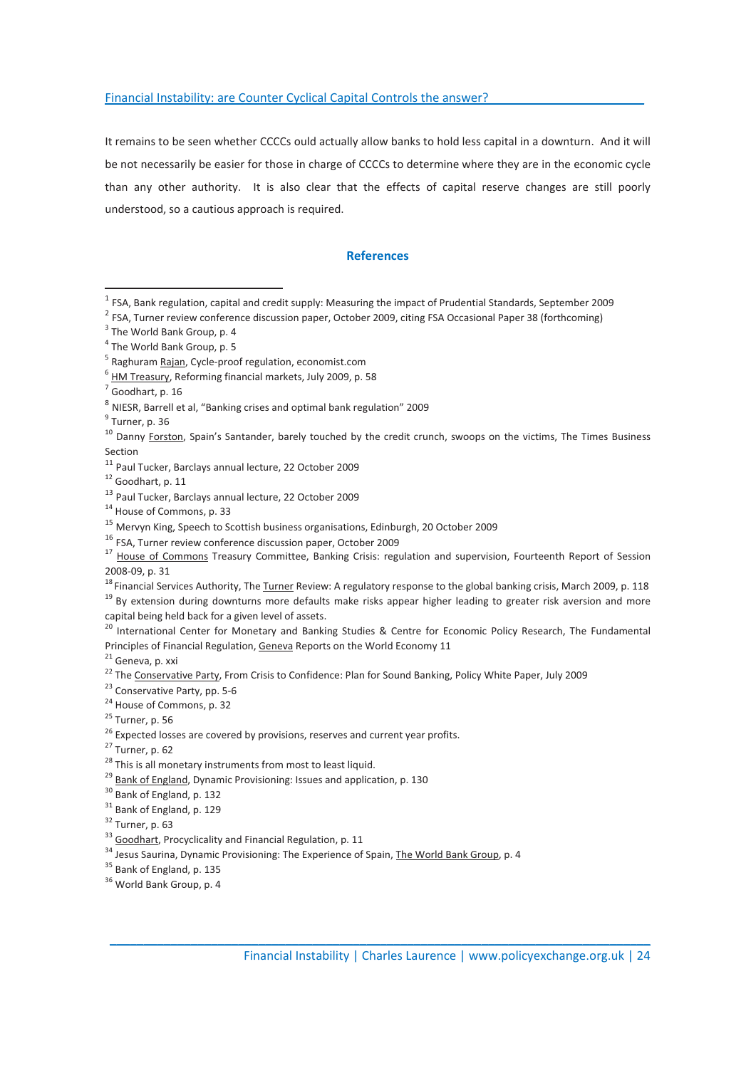It remains to be seen whether CCCCs ould actually allow banks to hold less capital in a downturn. And it will be not necessarily be easier for those in charge of CCCCs to determine where they are in the economic cycle than any other authority. It is also clear that the effects of capital reserve changes are still poorly understood, so a cautious approach is required.

## References

[1] FSA, Bank regulation, capital and credit supply: Measuring the impact of Prudential Standards, September 2009

[2] FSA, Turner review conference discussion paper, October 2009, citing FSA Occasional Paper 38 (forthcoming)

[3] The World Bank Group, p. 4

[4] The World Bank Group, p. 5

[5] Raghuram Rajan, Cycle-proof regulation, economist.com

[6] HM Treasury, Reforming financial markets, July 2009, p. 58

[7] Goodhart, p. 16

[8] NIESR, Barrell et al, "Banking crises and optimal bank regulation" 2009

[9] Turner, p. 36

[10] Danny Forston, Spain's Santander, barely touched by the credit crunch, swoops on the victims, The Times Business Section

[11] Paul Tucker, Barclays annual lecture, 22 October 2009

[12] Goodhart, p. 11

[13] Paul Tucker, Barclays annual lecture, 22 October 2009

[14] House of Commons, p. 33

[15] Mervyn King, Speech to Scottish business organisations, Edinburgh, 20 October 2009

[16] FSA, Turner review conference discussion paper, October 2009

[17] House of Commons Treasury Committee, Banking Crisis: regulation and supervision, Fourteenth Report of Session 2008-09, p. 31

[18] Financial Services Authority, The Turner Review: A regulatory response to the global banking crisis, March 2009, p. 118

[19] By extension during downturns more defaults make risks appear higher leading to greater risk aversion and more capital being held back for a given level of assets.

[20] International Center for Monetary and Banking Studies & Centre for Economic Policy Research, The Fundamental Principles of Financial Regulation, Geneva Reports on the World Economy 11

[21] Geneva, p. xxi

[22] The Conservative Party, From Crisis to Confidence: Plan for Sound Banking, Policy White Paper, July 2009

[23] Conservative Party, pp. 5-6

[24] House of Commons, p. 32

[25] Turner, p. 56

[26] Expected losses are covered by provisions, reserves and current year profits.

[27] Turner, p. 62

[28] This is all monetary instruments from most to least liquid.

[29] Bank of England, Dynamic Provisioning: Issues and application, p. 130

[30] Bank of England, p. 132

[31] Bank of England, p. 129

[32] Turner, p. 63

[33] Goodhart, Procyclicality and Financial Regulation, p. 11

[34] Jesus Saurina, Dynamic Provisioning: The Experience of Spain, The World Bank Group, p. 4

[35] Bank of England, p. 135

[36] World Bank Group, p. 4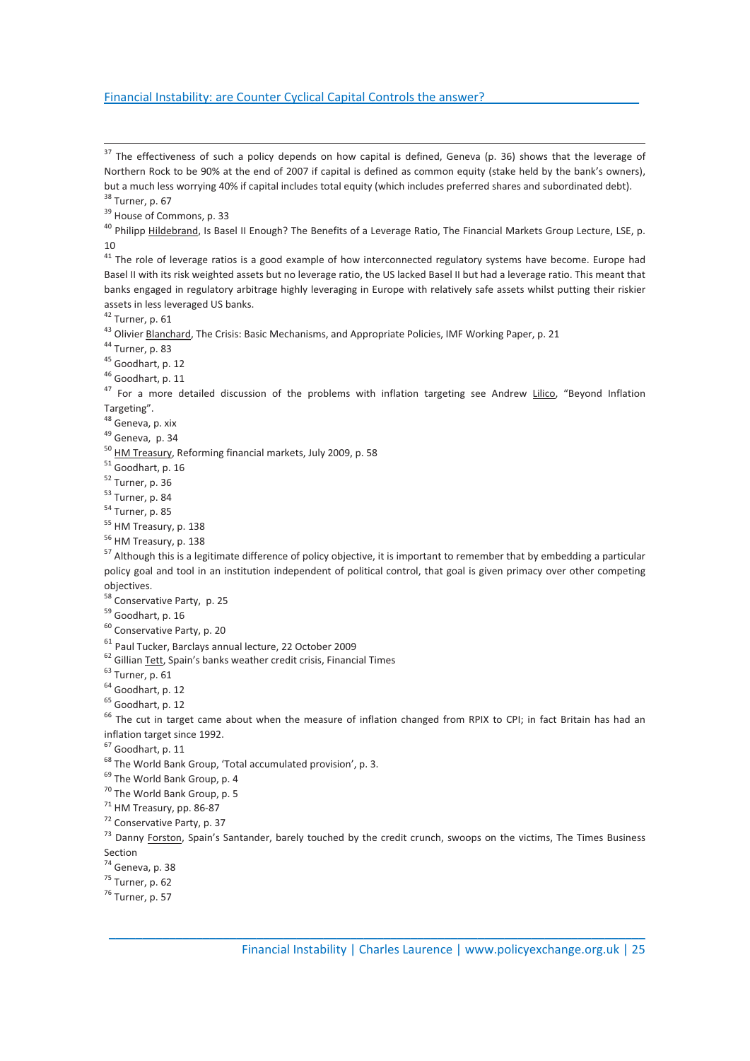[37] The effectiveness of such a policy depends on how capital is defined, Geneva (p. 36) shows that the leverage of Northern Rock to be 90% at the end of 2007 if capital is defined as common equity (stake held by the bank's owners), but a much less worrying 40% if capital includes total equity (which includes preferred shares and subordinated debt).

[38] Turner, p. 67

[39] House of Commons, p. 33

[40] Philipp Hildebrand, Is Basel II Enough? The Benefits of a Leverage Ratio, The Financial Markets Group Lecture, LSE, p. 10

[41] The role of leverage ratios is a good example of how interconnected regulatory systems have become. Europe had Basel II with its risk weighted assets but no leverage ratio, the US lacked Basel II but had a leverage ratio. This meant that banks engaged in regulatory arbitrage highly leveraging in Europe with relatively safe assets whilst putting their riskier assets in less leveraged US banks.

[42] Turner, p. 61

[43] Olivier Blanchard, The Crisis: Basic Mechanisms, and Appropriate Policies, IMF Working Paper, p. 21

[44] Turner, p. 83

[45] Goodhart, p. 12

[46] Goodhart, p. 11

[47] For a more detailed discussion of the problems with inflation targeting see Andrew Lilico, "Beyond Inflation Targeting".

[48] Geneva, p. xix

[49] Geneva, p. 34

[50] HM Treasury, Reforming financial markets, July 2009, p. 58

[51] Goodhart, p. 16

[52] Turner, p. 36

[53] Turner, p. 84

[54] Turner, p. 85

[55] HM Treasury, p. 138

[56] HM Treasury, p. 138

[57] Although this is a legitimate difference of policy objective, it is important to remember that by embedding a particular policy goal and tool in an institution independent of political control, that goal is given primacy over other competing objectives.

[58] Conservative Party, p. 25

[59] Goodhart, p. 16

[60] Conservative Party, p. 20

[61] Paul Tucker, Barclays annual lecture, 22 October 2009

[62] Gillian Tett, Spain's banks weather credit crisis, Financial Times

[63] Turner, p. 61

[64] Goodhart, p. 12

[65] Goodhart, p. 12

[66] The cut in target came about when the measure of inflation changed from RPIX to CPI; in fact Britain has had an inflation target since 1992.

[67] Goodhart, p. 11

[68] The World Bank Group, 'Total accumulated provision', p. 3.

[69] The World Bank Group, p. 4

[70] The World Bank Group, p. 5

[71] HM Treasury, pp. 86-87

[72] Conservative Party, p. 37

[73] Danny Forston, Spain's Santander, barely touched by the credit crunch, swoops on the victims, The Times Business Section

[74] Geneva, p. 38

[75] Turner, p. 62

[76] Turner, p. 57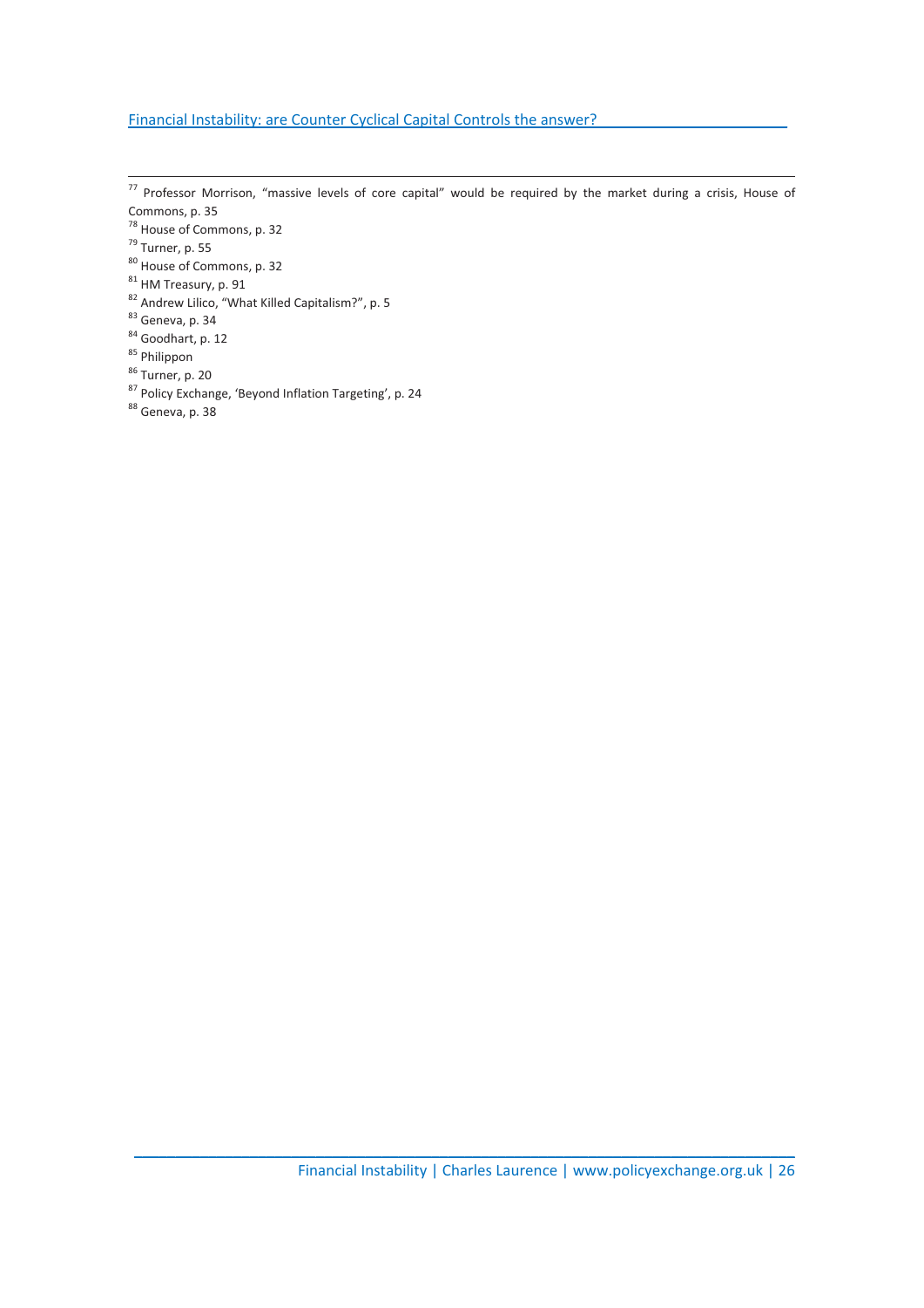[77] Professor Morrison, "massive levels of core capital" would be required by the market during a crisis, House of Commons, p. 35

[78] House of Commons, p. 32

[79] Turner, p. 55

[80] House of Commons, p. 32

[81] HM Treasury, p. 91

[82] Andrew Lilico, "What Killed Capitalism?", p. 5

[83] Geneva, p. 34

[84] Goodhart, p. 12

[85] Philippon

[86] Turner, p. 20

[87] Policy Exchange, 'Beyond Inflation Targeting', p. 24

[88] Geneva, p. 38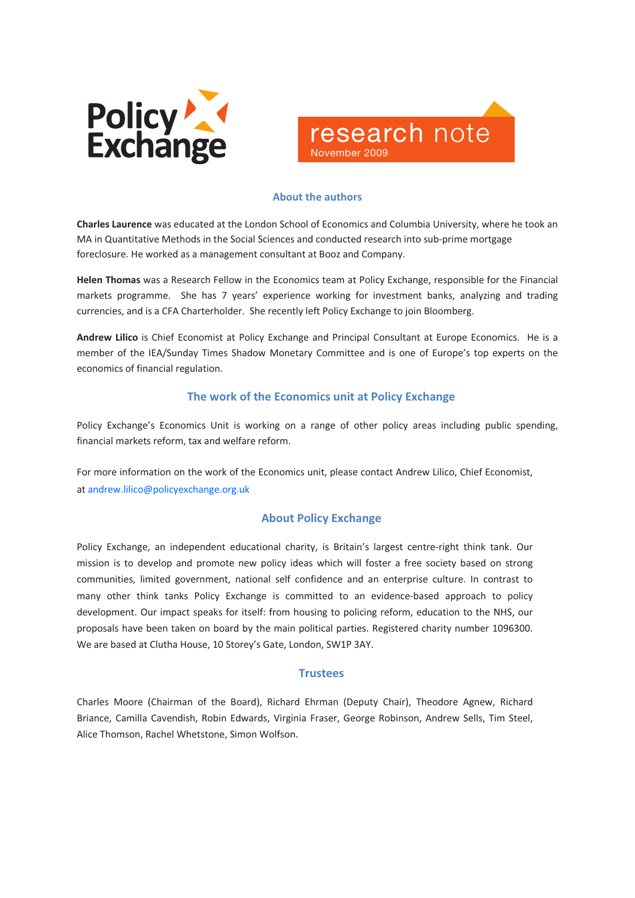Policy Exchange

research note
November 2009

## About the authors

**Charles Laurence** was educated at the London School of Economics and Columbia University, where he took an MA in Quantitative Methods in the Social Sciences and conducted research into sub-prime mortgage foreclosure. He worked as a management consultant at Booz and Company.

**Helen Thomas** was a Research Fellow in the Economics team at Policy Exchange, responsible for the Financial markets programme. She has 7 years' experience working for investment banks, analyzing and trading currencies, and is a CFA Charterholder. She recently left Policy Exchange to join Bloomberg.

**Andrew Lilico** is Chief Economist at Policy Exchange and Principal Consultant at Europe Economics. He is a member of the IEA/Sunday Times Shadow Monetary Committee and is one of Europe's top experts on the economics of financial regulation.

## The work of the Economics unit at Policy Exchange

Policy Exchange's Economics Unit is working on a range of other policy areas including public spending, financial markets reform, tax and welfare reform.

For more information on the work of the Economics unit, please contact Andrew Lilico, Chief Economist, at andrew.lilico@policyexchange.org.uk

## About Policy Exchange

Policy Exchange, an independent educational charity, is Britain's largest centre-right think tank. Our mission is to develop and promote new policy ideas which will foster a free society based on strong communities, limited government, national self confidence and an enterprise culture. In contrast to many other think tanks Policy Exchange is committed to an evidence-based approach to policy development. Our impact speaks for itself: from housing to policing reform, education to the NHS, our proposals have been taken on board by the main political parties. Registered charity number 1096300. We are based at Clutha House, 10 Storey's Gate, London, SW1P 3AY.

## Trustees

Charles Moore (Chairman of the Board), Richard Ehrman (Deputy Chair), Theodore Agnew, Richard Briance, Camilla Cavendish, Robin Edwards, Virginia Fraser, George Robinson, Andrew Sells, Tim Steel, Alice Thomson, Rachel Whetstone, Simon Wolfson.